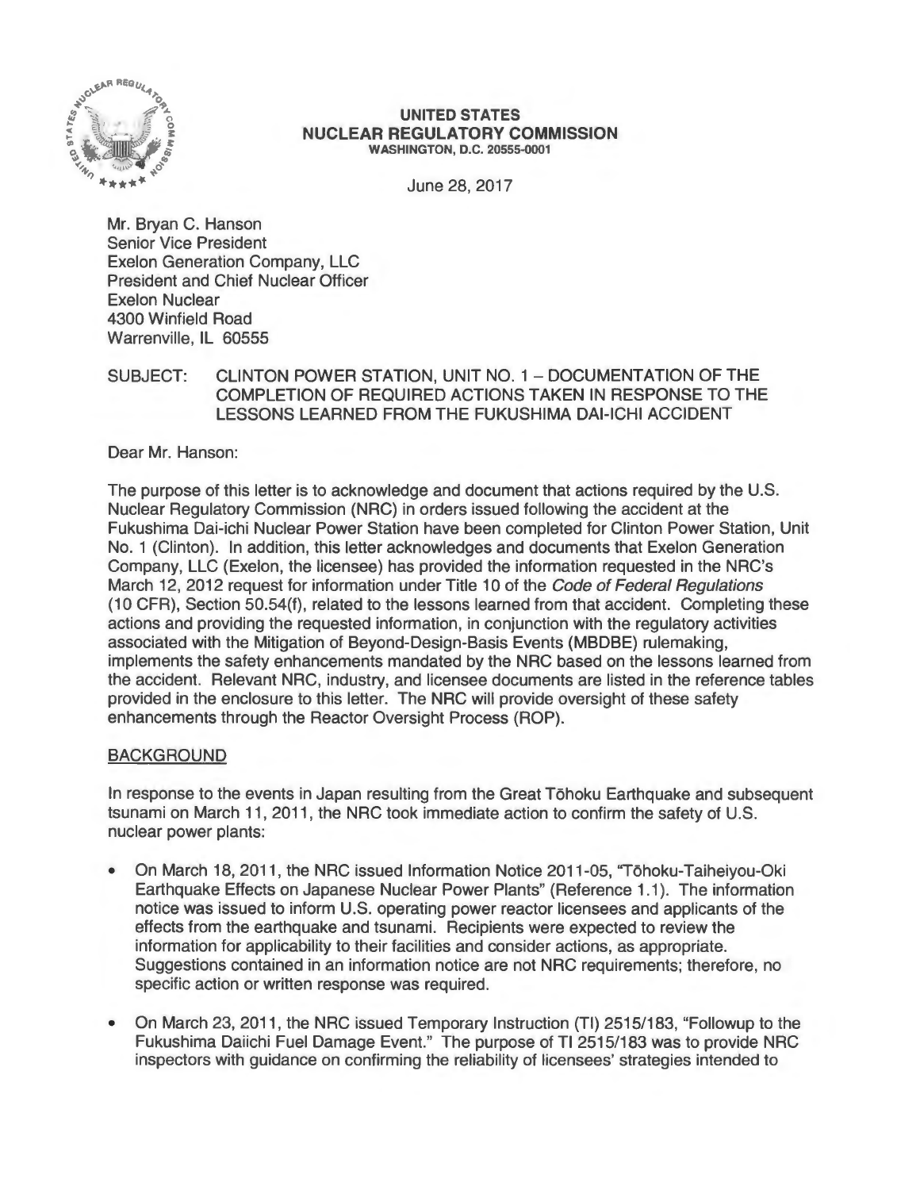**UNITED STATES**
**NUCLEAR REGULATORY COMMISSION**
WASHINGTON, D.C. 20555-0001

June 28, 2017

Mr. Bryan C. Hanson
Senior Vice President
Exelon Generation Company, LLC
President and Chief Nuclear Officer
Exelon Nuclear
4300 Winfield Road
Warrenville, IL 60555

SUBJECT: CLINTON POWER STATION, UNIT NO. 1 – DOCUMENTATION OF THE COMPLETION OF REQUIRED ACTIONS TAKEN IN RESPONSE TO THE LESSONS LEARNED FROM THE FUKUSHIMA DAI-ICHI ACCIDENT

Dear Mr. Hanson:

The purpose of this letter is to acknowledge and document that actions required by the U.S. Nuclear Regulatory Commission (NRC) in orders issued following the accident at the Fukushima Dai-ichi Nuclear Power Station have been completed for Clinton Power Station, Unit No. 1 (Clinton). In addition, this letter acknowledges and documents that Exelon Generation Company, LLC (Exelon, the licensee) has provided the information requested in the NRC's March 12, 2012 request for information under Title 10 of the *Code of Federal Regulations* (10 CFR), Section 50.54(f), related to the lessons learned from that accident. Completing these actions and providing the requested information, in conjunction with the regulatory activities associated with the Mitigation of Beyond-Design-Basis Events (MBDBE) rulemaking, implements the safety enhancements mandated by the NRC based on the lessons learned from the accident. Relevant NRC, industry, and licensee documents are listed in the reference tables provided in the enclosure to this letter. The NRC will provide oversight of these safety enhancements through the Reactor Oversight Process (ROP).

## BACKGROUND

In response to the events in Japan resulting from the Great Tōhoku Earthquake and subsequent tsunami on March 11, 2011, the NRC took immediate action to confirm the safety of U.S. nuclear power plants:

- On March 18, 2011, the NRC issued Information Notice 2011-05, "Tōhoku-Taiheiyou-Oki Earthquake Effects on Japanese Nuclear Power Plants" (Reference 1.1). The information notice was issued to inform U.S. operating power reactor licensees and applicants of the effects from the earthquake and tsunami. Recipients were expected to review the information for applicability to their facilities and consider actions, as appropriate. Suggestions contained in an information notice are not NRC requirements; therefore, no specific action or written response was required.
- On March 23, 2011, the NRC issued Temporary Instruction (TI) 2515/183, "Followup to the Fukushima Daiichi Fuel Damage Event." The purpose of TI 2515/183 was to provide NRC inspectors with guidance on confirming the reliability of licensees' strategies intended to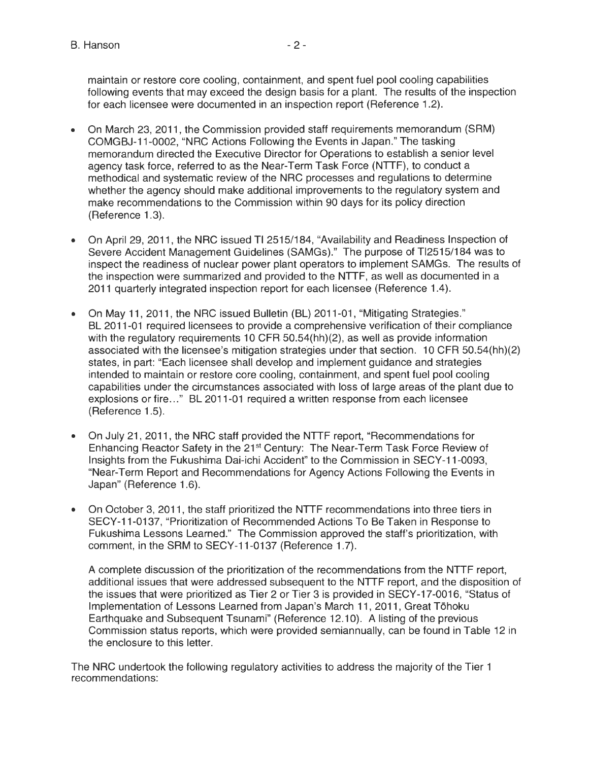maintain or restore core cooling, containment, and spent fuel pool cooling capabilities following events that may exceed the design basis for a plant. The results of the inspection for each licensee were documented in an inspection report (Reference 1.2).

- On March 23, 2011, the Commission provided staff requirements memorandum (SRM) COMGBJ-11-0002, "NRC Actions Following the Events in Japan." The tasking memorandum directed the Executive Director for Operations to establish a senior level agency task force, referred to as the Near-Term Task Force (NTTF), to conduct a methodical and systematic review of the NRC processes and regulations to determine whether the agency should make additional improvements to the regulatory system and make recommendations to the Commission within 90 days for its policy direction (Reference 1.3).

- On April 29, 2011, the NRC issued TI 2515/184, "Availability and Readiness Inspection of Severe Accident Management Guidelines (SAMGs)." The purpose of TI2515/184 was to inspect the readiness of nuclear power plant operators to implement SAMGs. The results of the inspection were summarized and provided to the NTTF, as well as documented in a 2011 quarterly integrated inspection report for each licensee (Reference 1.4).

- On May 11, 2011, the NRC issued Bulletin (BL) 2011-01, "Mitigating Strategies." BL 2011-01 required licensees to provide a comprehensive verification of their compliance with the regulatory requirements 10 CFR 50.54(hh)(2), as well as provide information associated with the licensee's mitigation strategies under that section. 10 CFR 50.54(hh)(2) states, in part: "Each licensee shall develop and implement guidance and strategies intended to maintain or restore core cooling, containment, and spent fuel pool cooling capabilities under the circumstances associated with loss of large areas of the plant due to explosions or fire…" BL 2011-01 required a written response from each licensee (Reference 1.5).

- On July 21, 2011, the NRC staff provided the NTTF report, "Recommendations for Enhancing Reactor Safety in the 21st Century: The Near-Term Task Force Review of Insights from the Fukushima Dai-ichi Accident" to the Commission in SECY-11-0093, "Near-Term Report and Recommendations for Agency Actions Following the Events in Japan" (Reference 1.6).

- On October 3, 2011, the staff prioritized the NTTF recommendations into three tiers in SECY-11-0137, "Prioritization of Recommended Actions To Be Taken in Response to Fukushima Lessons Learned." The Commission approved the staff's prioritization, with comment, in the SRM to SECY-11-0137 (Reference 1.7).

  A complete discussion of the prioritization of the recommendations from the NTTF report, additional issues that were addressed subsequent to the NTTF report, and the disposition of the issues that were prioritized as Tier 2 or Tier 3 is provided in SECY-17-0016, "Status of Implementation of Lessons Learned from Japan's March 11, 2011, Great Tōhoku Earthquake and Subsequent Tsunami" (Reference 12.10). A listing of the previous Commission status reports, which were provided semiannually, can be found in Table 12 in the enclosure to this letter.

The NRC undertook the following regulatory activities to address the majority of the Tier 1 recommendations: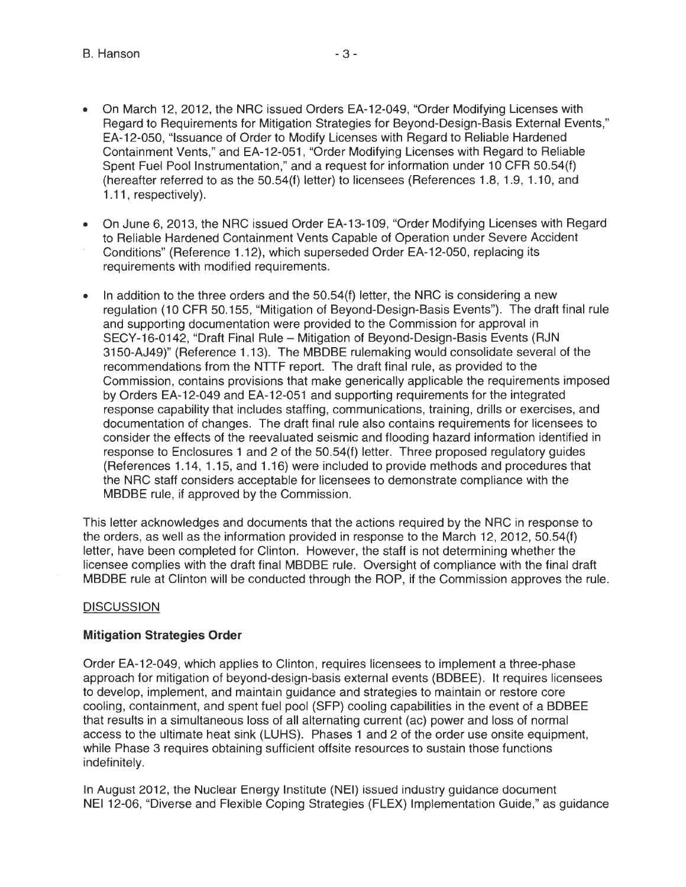- On March 12, 2012, the NRC issued Orders EA-12-049, "Order Modifying Licenses with Regard to Requirements for Mitigation Strategies for Beyond-Design-Basis External Events," EA-12-050, "Issuance of Order to Modify Licenses with Regard to Reliable Hardened Containment Vents," and EA-12-051, "Order Modifying Licenses with Regard to Reliable Spent Fuel Pool Instrumentation," and a request for information under 10 CFR 50.54(f) (hereafter referred to as the 50.54(f) letter) to licensees (References 1.8, 1.9, 1.10, and 1.11, respectively).

- On June 6, 2013, the NRC issued Order EA-13-109, "Order Modifying Licenses with Regard to Reliable Hardened Containment Vents Capable of Operation under Severe Accident Conditions" (Reference 1.12), which superseded Order EA-12-050, replacing its requirements with modified requirements.

- In addition to the three orders and the 50.54(f) letter, the NRC is considering a new regulation (10 CFR 50.155, "Mitigation of Beyond-Design-Basis Events"). The draft final rule and supporting documentation were provided to the Commission for approval in SECY-16-0142, "Draft Final Rule – Mitigation of Beyond-Design-Basis Events (RJN 3150-AJ49)" (Reference 1.13). The MBDBE rulemaking would consolidate several of the recommendations from the NTTF report. The draft final rule, as provided to the Commission, contains provisions that make generically applicable the requirements imposed by Orders EA-12-049 and EA-12-051 and supporting requirements for the integrated response capability that includes staffing, communications, training, drills or exercises, and documentation of changes. The draft final rule also contains requirements for licensees to consider the effects of the reevaluated seismic and flooding hazard information identified in response to Enclosures 1 and 2 of the 50.54(f) letter. Three proposed regulatory guides (References 1.14, 1.15, and 1.16) were included to provide methods and procedures that the NRC staff considers acceptable for licensees to demonstrate compliance with the MBDBE rule, if approved by the Commission.

This letter acknowledges and documents that the actions required by the NRC in response to the orders, as well as the information provided in response to the March 12, 2012, 50.54(f) letter, have been completed for Clinton. However, the staff is not determining whether the licensee complies with the draft final MBDBE rule. Oversight of compliance with the final draft MBDBE rule at Clinton will be conducted through the ROP, if the Commission approves the rule.

## DISCUSSION

### Mitigation Strategies Order

Order EA-12-049, which applies to Clinton, requires licensees to implement a three-phase approach for mitigation of beyond-design-basis external events (BDBEE). It requires licensees to develop, implement, and maintain guidance and strategies to maintain or restore core cooling, containment, and spent fuel pool (SFP) cooling capabilities in the event of a BDBEE that results in a simultaneous loss of all alternating current (ac) power and loss of normal access to the ultimate heat sink (LUHS). Phases 1 and 2 of the order use onsite equipment, while Phase 3 requires obtaining sufficient offsite resources to sustain those functions indefinitely.

In August 2012, the Nuclear Energy Institute (NEI) issued industry guidance document NEI 12-06, "Diverse and Flexible Coping Strategies (FLEX) Implementation Guide," as guidance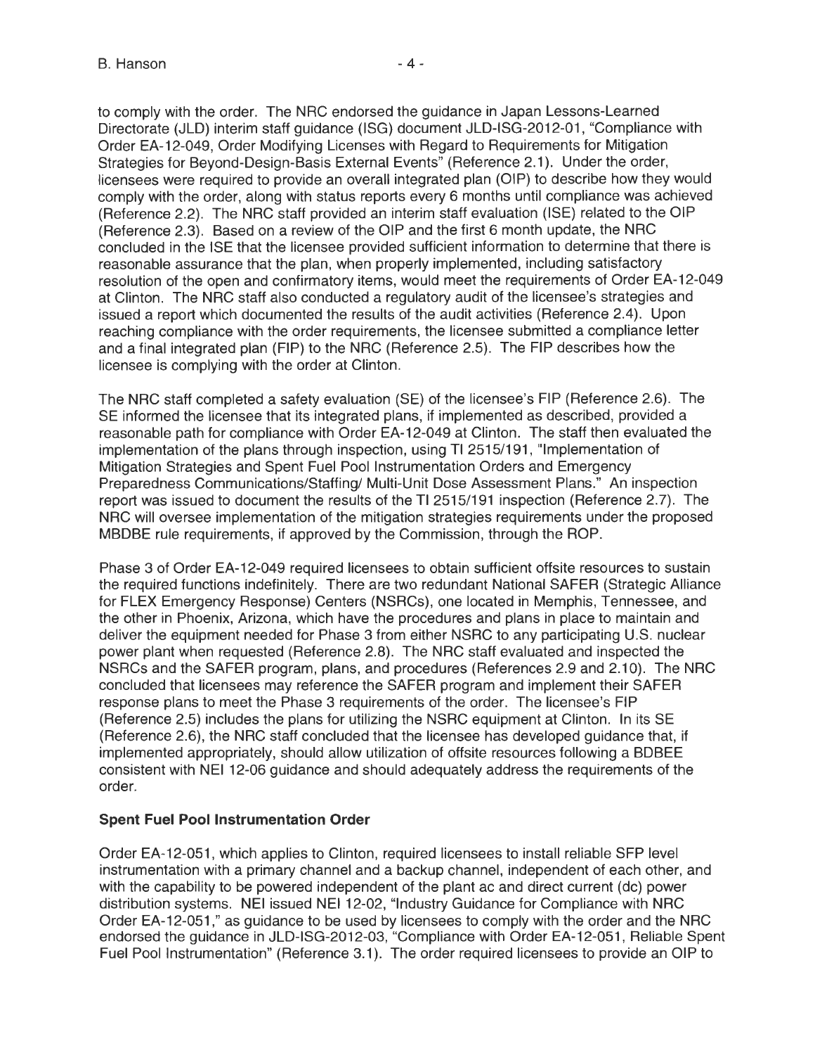to comply with the order. The NRC endorsed the guidance in Japan Lessons-Learned Directorate (JLD) interim staff guidance (ISG) document JLD-ISG-2012-01, "Compliance with Order EA-12-049, Order Modifying Licenses with Regard to Requirements for Mitigation Strategies for Beyond-Design-Basis External Events" (Reference 2.1). Under the order, licensees were required to provide an overall integrated plan (OIP) to describe how they would comply with the order, along with status reports every 6 months until compliance was achieved (Reference 2.2). The NRC staff provided an interim staff evaluation (ISE) related to the OIP (Reference 2.3). Based on a review of the OIP and the first 6 month update, the NRC concluded in the ISE that the licensee provided sufficient information to determine that there is reasonable assurance that the plan, when properly implemented, including satisfactory resolution of the open and confirmatory items, would meet the requirements of Order EA-12-049 at Clinton. The NRC staff also conducted a regulatory audit of the licensee's strategies and issued a report which documented the results of the audit activities (Reference 2.4). Upon reaching compliance with the order requirements, the licensee submitted a compliance letter and a final integrated plan (FIP) to the NRC (Reference 2.5). The FIP describes how the licensee is complying with the order at Clinton.

The NRC staff completed a safety evaluation (SE) of the licensee's FIP (Reference 2.6). The SE informed the licensee that its integrated plans, if implemented as described, provided a reasonable path for compliance with Order EA-12-049 at Clinton. The staff then evaluated the implementation of the plans through inspection, using TI 2515/191, "Implementation of Mitigation Strategies and Spent Fuel Pool Instrumentation Orders and Emergency Preparedness Communications/Staffing/ Multi-Unit Dose Assessment Plans." An inspection report was issued to document the results of the TI 2515/191 inspection (Reference 2.7). The NRC will oversee implementation of the mitigation strategies requirements under the proposed MBDBE rule requirements, if approved by the Commission, through the ROP.

Phase 3 of Order EA-12-049 required licensees to obtain sufficient offsite resources to sustain the required functions indefinitely. There are two redundant National SAFER (Strategic Alliance for FLEX Emergency Response) Centers (NSRCs), one located in Memphis, Tennessee, and the other in Phoenix, Arizona, which have the procedures and plans in place to maintain and deliver the equipment needed for Phase 3 from either NSRC to any participating U.S. nuclear power plant when requested (Reference 2.8). The NRC staff evaluated and inspected the NSRCs and the SAFER program, plans, and procedures (References 2.9 and 2.10). The NRC concluded that licensees may reference the SAFER program and implement their SAFER response plans to meet the Phase 3 requirements of the order. The licensee's FIP (Reference 2.5) includes the plans for utilizing the NSRC equipment at Clinton. In its SE (Reference 2.6), the NRC staff concluded that the licensee has developed guidance that, if implemented appropriately, should allow utilization of offsite resources following a BDBEE consistent with NEI 12-06 guidance and should adequately address the requirements of the order.

**Spent Fuel Pool Instrumentation Order**

Order EA-12-051, which applies to Clinton, required licensees to install reliable SFP level instrumentation with a primary channel and a backup channel, independent of each other, and with the capability to be powered independent of the plant ac and direct current (dc) power distribution systems. NEI issued NEI 12-02, "Industry Guidance for Compliance with NRC Order EA-12-051," as guidance to be used by licensees to comply with the order and the NRC endorsed the guidance in JLD-ISG-2012-03, "Compliance with Order EA-12-051, Reliable Spent Fuel Pool Instrumentation" (Reference 3.1). The order required licensees to provide an OIP to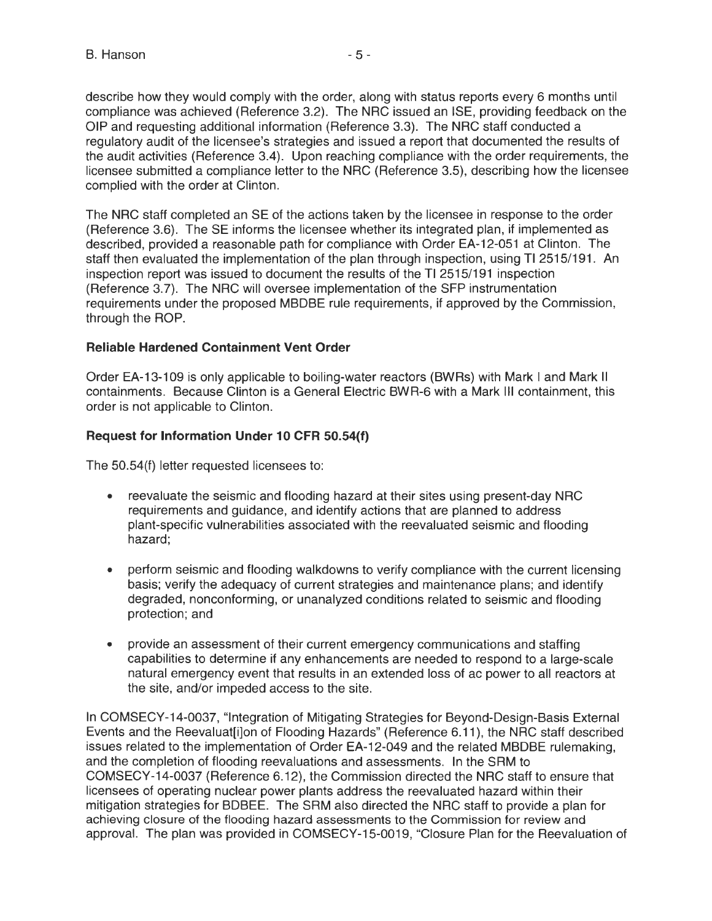describe how they would comply with the order, along with status reports every 6 months until compliance was achieved (Reference 3.2). The NRC issued an ISE, providing feedback on the OIP and requesting additional information (Reference 3.3). The NRC staff conducted a regulatory audit of the licensee's strategies and issued a report that documented the results of the audit activities (Reference 3.4). Upon reaching compliance with the order requirements, the licensee submitted a compliance letter to the NRC (Reference 3.5), describing how the licensee complied with the order at Clinton.

The NRC staff completed an SE of the actions taken by the licensee in response to the order (Reference 3.6). The SE informs the licensee whether its integrated plan, if implemented as described, provided a reasonable path for compliance with Order EA-12-051 at Clinton. The staff then evaluated the implementation of the plan through inspection, using TI 2515/191. An inspection report was issued to document the results of the TI 2515/191 inspection (Reference 3.7). The NRC will oversee implementation of the SFP instrumentation requirements under the proposed MBDBE rule requirements, if approved by the Commission, through the ROP.

**Reliable Hardened Containment Vent Order**

Order EA-13-109 is only applicable to boiling-water reactors (BWRs) with Mark I and Mark II containments. Because Clinton is a General Electric BWR-6 with a Mark III containment, this order is not applicable to Clinton.

**Request for Information Under 10 CFR 50.54(f)**

The 50.54(f) letter requested licensees to:

- reevaluate the seismic and flooding hazard at their sites using present-day NRC requirements and guidance, and identify actions that are planned to address plant-specific vulnerabilities associated with the reevaluated seismic and flooding hazard;
- perform seismic and flooding walkdowns to verify compliance with the current licensing basis; verify the adequacy of current strategies and maintenance plans; and identify degraded, nonconforming, or unanalyzed conditions related to seismic and flooding protection; and
- provide an assessment of their current emergency communications and staffing capabilities to determine if any enhancements are needed to respond to a large-scale natural emergency event that results in an extended loss of ac power to all reactors at the site, and/or impeded access to the site.

In COMSECY-14-0037, "Integration of Mitigating Strategies for Beyond-Design-Basis External Events and the Reevaluat[i]on of Flooding Hazards" (Reference 6.11), the NRC staff described issues related to the implementation of Order EA-12-049 and the related MBDBE rulemaking, and the completion of flooding reevaluations and assessments. In the SRM to COMSECY-14-0037 (Reference 6.12), the Commission directed the NRC staff to ensure that licensees of operating nuclear power plants address the reevaluated hazard within their mitigation strategies for BDBEE. The SRM also directed the NRC staff to provide a plan for achieving closure of the flooding hazard assessments to the Commission for review and approval. The plan was provided in COMSECY-15-0019, "Closure Plan for the Reevaluation of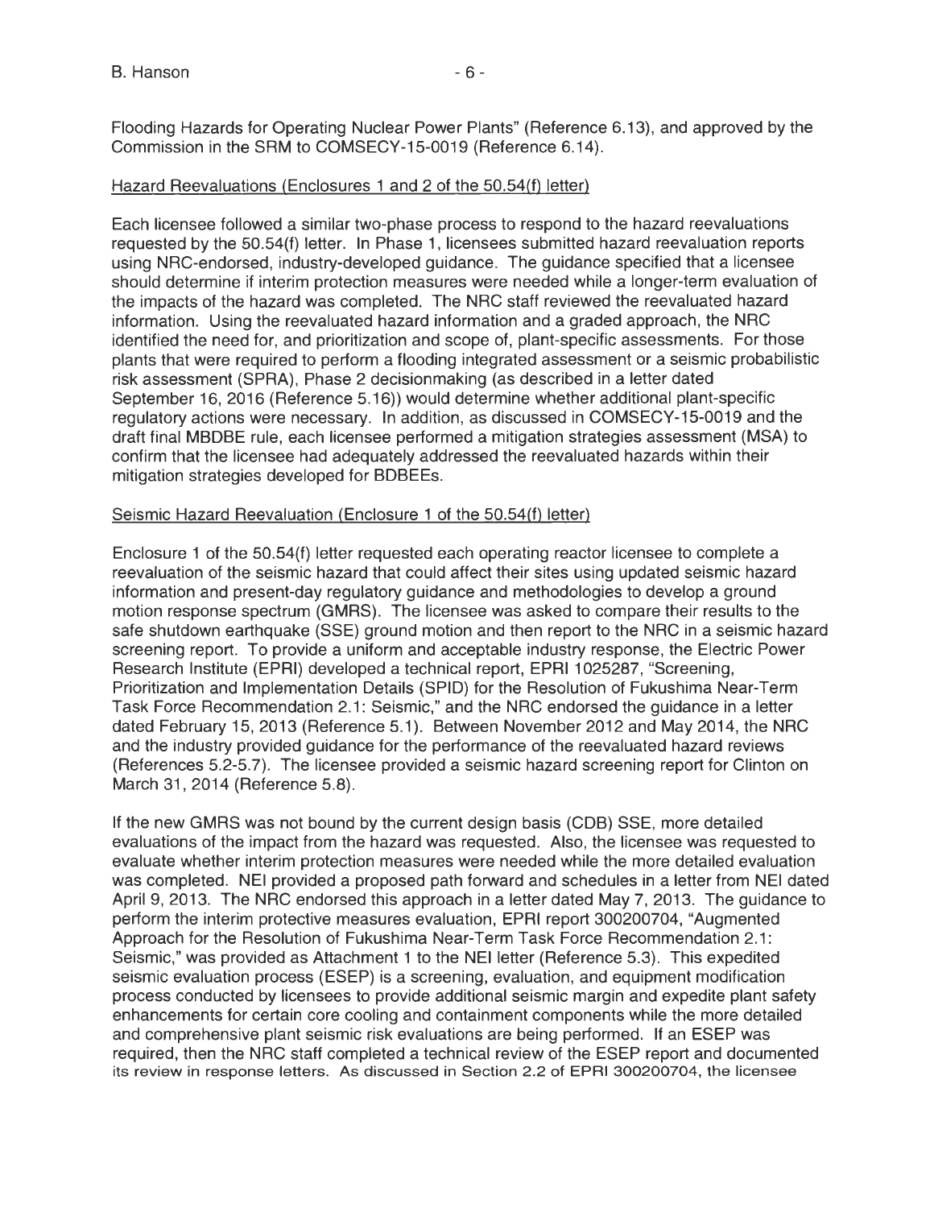Flooding Hazards for Operating Nuclear Power Plants" (Reference 6.13), and approved by the Commission in the SRM to COMSECY-15-0019 (Reference 6.14).

Hazard Reevaluations (Enclosures 1 and 2 of the 50.54(f) letter)

Each licensee followed a similar two-phase process to respond to the hazard reevaluations requested by the 50.54(f) letter. In Phase 1, licensees submitted hazard reevaluation reports using NRC-endorsed, industry-developed guidance. The guidance specified that a licensee should determine if interim protection measures were needed while a longer-term evaluation of the impacts of the hazard was completed. The NRC staff reviewed the reevaluated hazard information. Using the reevaluated hazard information and a graded approach, the NRC identified the need for, and prioritization and scope of, plant-specific assessments. For those plants that were required to perform a flooding integrated assessment or a seismic probabilistic risk assessment (SPRA), Phase 2 decisionmaking (as described in a letter dated September 16, 2016 (Reference 5.16)) would determine whether additional plant-specific regulatory actions were necessary. In addition, as discussed in COMSECY-15-0019 and the draft final MBDBE rule, each licensee performed a mitigation strategies assessment (MSA) to confirm that the licensee had adequately addressed the reevaluated hazards within their mitigation strategies developed for BDBEEs.

Seismic Hazard Reevaluation (Enclosure 1 of the 50.54(f) letter)

Enclosure 1 of the 50.54(f) letter requested each operating reactor licensee to complete a reevaluation of the seismic hazard that could affect their sites using updated seismic hazard information and present-day regulatory guidance and methodologies to develop a ground motion response spectrum (GMRS). The licensee was asked to compare their results to the safe shutdown earthquake (SSE) ground motion and then report to the NRC in a seismic hazard screening report. To provide a uniform and acceptable industry response, the Electric Power Research Institute (EPRI) developed a technical report, EPRI 1025287, "Screening, Prioritization and Implementation Details (SPID) for the Resolution of Fukushima Near-Term Task Force Recommendation 2.1: Seismic," and the NRC endorsed the guidance in a letter dated February 15, 2013 (Reference 5.1). Between November 2012 and May 2014, the NRC and the industry provided guidance for the performance of the reevaluated hazard reviews (References 5.2-5.7). The licensee provided a seismic hazard screening report for Clinton on March 31, 2014 (Reference 5.8).

If the new GMRS was not bound by the current design basis (CDB) SSE, more detailed evaluations of the impact from the hazard was requested. Also, the licensee was requested to evaluate whether interim protection measures were needed while the more detailed evaluation was completed. NEI provided a proposed path forward and schedules in a letter from NEI dated April 9, 2013. The NRC endorsed this approach in a letter dated May 7, 2013. The guidance to perform the interim protective measures evaluation, EPRI report 300200704, "Augmented Approach for the Resolution of Fukushima Near-Term Task Force Recommendation 2.1: Seismic," was provided as Attachment 1 to the NEI letter (Reference 5.3). This expedited seismic evaluation process (ESEP) is a screening, evaluation, and equipment modification process conducted by licensees to provide additional seismic margin and expedite plant safety enhancements for certain core cooling and containment components while the more detailed and comprehensive plant seismic risk evaluations are being performed. If an ESEP was required, then the NRC staff completed a technical review of the ESEP report and documented its review in response letters. As discussed in Section 2.2 of EPRI 300200704, the licensee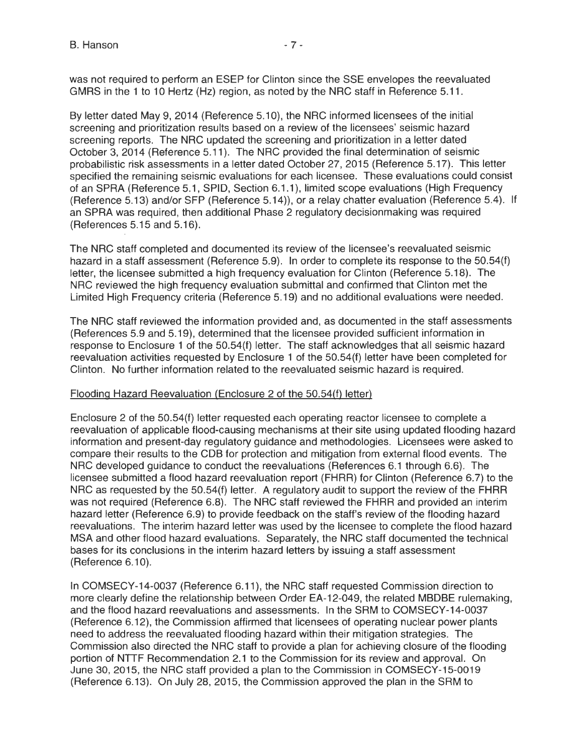was not required to perform an ESEP for Clinton since the SSE envelopes the reevaluated GMRS in the 1 to 10 Hertz (Hz) region, as noted by the NRC staff in Reference 5.11.

By letter dated May 9, 2014 (Reference 5.10), the NRC informed licensees of the initial screening and prioritization results based on a review of the licensees' seismic hazard screening reports. The NRC updated the screening and prioritization in a letter dated October 3, 2014 (Reference 5.11). The NRC provided the final determination of seismic probabilistic risk assessments in a letter dated October 27, 2015 (Reference 5.17). This letter specified the remaining seismic evaluations for each licensee. These evaluations could consist of an SPRA (Reference 5.1, SPID, Section 6.1.1), limited scope evaluations (High Frequency (Reference 5.13) and/or SFP (Reference 5.14)), or a relay chatter evaluation (Reference 5.4). If an SPRA was required, then additional Phase 2 regulatory decisionmaking was required (References 5.15 and 5.16).

The NRC staff completed and documented its review of the licensee's reevaluated seismic hazard in a staff assessment (Reference 5.9). In order to complete its response to the 50.54(f) letter, the licensee submitted a high frequency evaluation for Clinton (Reference 5.18). The NRC reviewed the high frequency evaluation submittal and confirmed that Clinton met the Limited High Frequency criteria (Reference 5.19) and no additional evaluations were needed.

The NRC staff reviewed the information provided and, as documented in the staff assessments (References 5.9 and 5.19), determined that the licensee provided sufficient information in response to Enclosure 1 of the 50.54(f) letter. The staff acknowledges that all seismic hazard reevaluation activities requested by Enclosure 1 of the 50.54(f) letter have been completed for Clinton. No further information related to the reevaluated seismic hazard is required.

Flooding Hazard Reevaluation (Enclosure 2 of the 50.54(f) letter)

Enclosure 2 of the 50.54(f) letter requested each operating reactor licensee to complete a reevaluation of applicable flood-causing mechanisms at their site using updated flooding hazard information and present-day regulatory guidance and methodologies. Licensees were asked to compare their results to the CDB for protection and mitigation from external flood events. The NRC developed guidance to conduct the reevaluations (References 6.1 through 6.6). The licensee submitted a flood hazard reevaluation report (FHRR) for Clinton (Reference 6.7) to the NRC as requested by the 50.54(f) letter. A regulatory audit to support the review of the FHRR was not required (Reference 6.8). The NRC staff reviewed the FHRR and provided an interim hazard letter (Reference 6.9) to provide feedback on the staff's review of the flooding hazard reevaluations. The interim hazard letter was used by the licensee to complete the flood hazard MSA and other flood hazard evaluations. Separately, the NRC staff documented the technical bases for its conclusions in the interim hazard letters by issuing a staff assessment (Reference 6.10).

In COMSECY-14-0037 (Reference 6.11), the NRC staff requested Commission direction to more clearly define the relationship between Order EA-12-049, the related MBDBE rulemaking, and the flood hazard reevaluations and assessments. In the SRM to COMSECY-14-0037 (Reference 6.12), the Commission affirmed that licensees of operating nuclear power plants need to address the reevaluated flooding hazard within their mitigation strategies. The Commission also directed the NRC staff to provide a plan for achieving closure of the flooding portion of NTTF Recommendation 2.1 to the Commission for its review and approval. On June 30, 2015, the NRC staff provided a plan to the Commission in COMSECY-15-0019 (Reference 6.13). On July 28, 2015, the Commission approved the plan in the SRM to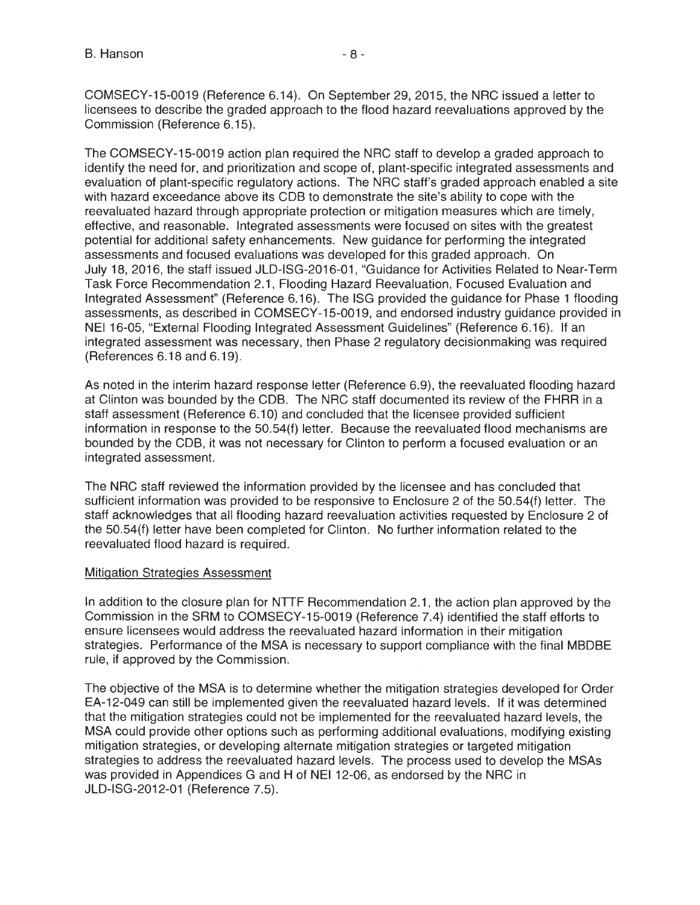COMSECY-15-0019 (Reference 6.14). On September 29, 2015, the NRC issued a letter to licensees to describe the graded approach to the flood hazard reevaluations approved by the Commission (Reference 6.15).

The COMSECY-15-0019 action plan required the NRC staff to develop a graded approach to identify the need for, and prioritization and scope of, plant-specific integrated assessments and evaluation of plant-specific regulatory actions. The NRC staff's graded approach enabled a site with hazard exceedance above its CDB to demonstrate the site's ability to cope with the reevaluated hazard through appropriate protection or mitigation measures which are timely, effective, and reasonable. Integrated assessments were focused on sites with the greatest potential for additional safety enhancements. New guidance for performing the integrated assessments and focused evaluations was developed for this graded approach. On July 18, 2016, the staff issued JLD-ISG-2016-01, "Guidance for Activities Related to Near-Term Task Force Recommendation 2.1, Flooding Hazard Reevaluation, Focused Evaluation and Integrated Assessment" (Reference 6.16). The ISG provided the guidance for Phase 1 flooding assessments, as described in COMSECY-15-0019, and endorsed industry guidance provided in NEI 16-05, "External Flooding Integrated Assessment Guidelines" (Reference 6.16). If an integrated assessment was necessary, then Phase 2 regulatory decisionmaking was required (References 6.18 and 6.19).

As noted in the interim hazard response letter (Reference 6.9), the reevaluated flooding hazard at Clinton was bounded by the CDB. The NRC staff documented its review of the FHRR in a staff assessment (Reference 6.10) and concluded that the licensee provided sufficient information in response to the 50.54(f) letter. Because the reevaluated flood mechanisms are bounded by the CDB, it was not necessary for Clinton to perform a focused evaluation or an integrated assessment.

The NRC staff reviewed the information provided by the licensee and has concluded that sufficient information was provided to be responsive to Enclosure 2 of the 50.54(f) letter. The staff acknowledges that all flooding hazard reevaluation activities requested by Enclosure 2 of the 50.54(f) letter have been completed for Clinton. No further information related to the reevaluated flood hazard is required.

Mitigation Strategies Assessment

In addition to the closure plan for NTTF Recommendation 2.1, the action plan approved by the Commission in the SRM to COMSECY-15-0019 (Reference 7.4) identified the staff efforts to ensure licensees would address the reevaluated hazard information in their mitigation strategies. Performance of the MSA is necessary to support compliance with the final MBDBE rule, if approved by the Commission.

The objective of the MSA is to determine whether the mitigation strategies developed for Order EA-12-049 can still be implemented given the reevaluated hazard levels. If it was determined that the mitigation strategies could not be implemented for the reevaluated hazard levels, the MSA could provide other options such as performing additional evaluations, modifying existing mitigation strategies, or developing alternate mitigation strategies or targeted mitigation strategies to address the reevaluated hazard levels. The process used to develop the MSAs was provided in Appendices G and H of NEI 12-06, as endorsed by the NRC in JLD-ISG-2012-01 (Reference 7.5).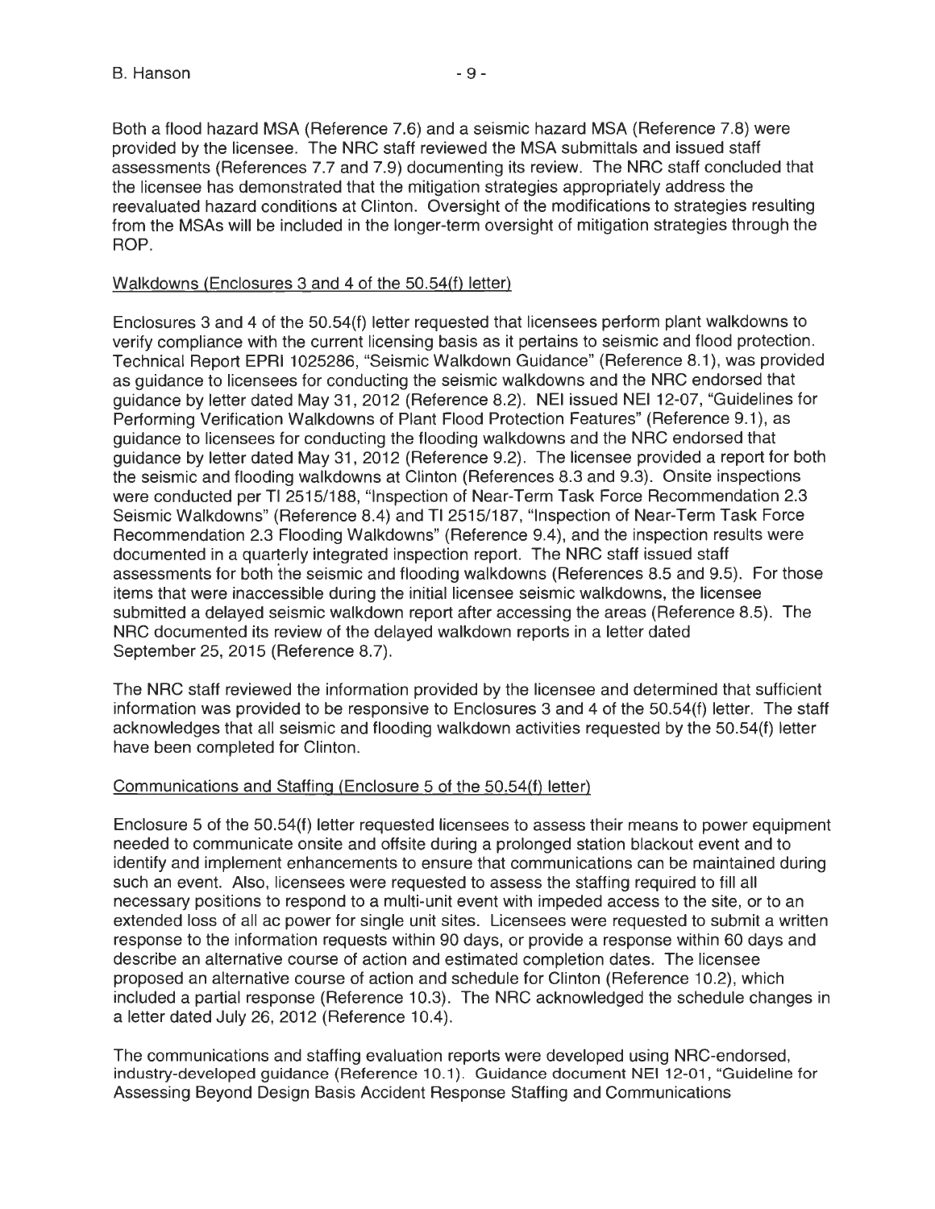Both a flood hazard MSA (Reference 7.6) and a seismic hazard MSA (Reference 7.8) were provided by the licensee. The NRC staff reviewed the MSA submittals and issued staff assessments (References 7.7 and 7.9) documenting its review. The NRC staff concluded that the licensee has demonstrated that the mitigation strategies appropriately address the reevaluated hazard conditions at Clinton. Oversight of the modifications to strategies resulting from the MSAs will be included in the longer-term oversight of mitigation strategies through the ROP.

Walkdowns (Enclosures 3 and 4 of the 50.54(f) letter)

Enclosures 3 and 4 of the 50.54(f) letter requested that licensees perform plant walkdowns to verify compliance with the current licensing basis as it pertains to seismic and flood protection. Technical Report EPRI 1025286, "Seismic Walkdown Guidance" (Reference 8.1), was provided as guidance to licensees for conducting the seismic walkdowns and the NRC endorsed that guidance by letter dated May 31, 2012 (Reference 8.2). NEI issued NEI 12-07, "Guidelines for Performing Verification Walkdowns of Plant Flood Protection Features" (Reference 9.1), as guidance to licensees for conducting the flooding walkdowns and the NRC endorsed that guidance by letter dated May 31, 2012 (Reference 9.2). The licensee provided a report for both the seismic and flooding walkdowns at Clinton (References 8.3 and 9.3). Onsite inspections were conducted per TI 2515/188, "Inspection of Near-Term Task Force Recommendation 2.3 Seismic Walkdowns" (Reference 8.4) and TI 2515/187, "Inspection of Near-Term Task Force Recommendation 2.3 Flooding Walkdowns" (Reference 9.4), and the inspection results were documented in a quarterly integrated inspection report. The NRC staff issued staff assessments for both the seismic and flooding walkdowns (References 8.5 and 9.5). For those items that were inaccessible during the initial licensee seismic walkdowns, the licensee submitted a delayed seismic walkdown report after accessing the areas (Reference 8.5). The NRC documented its review of the delayed walkdown reports in a letter dated September 25, 2015 (Reference 8.7).

The NRC staff reviewed the information provided by the licensee and determined that sufficient information was provided to be responsive to Enclosures 3 and 4 of the 50.54(f) letter. The staff acknowledges that all seismic and flooding walkdown activities requested by the 50.54(f) letter have been completed for Clinton.

Communications and Staffing (Enclosure 5 of the 50.54(f) letter)

Enclosure 5 of the 50.54(f) letter requested licensees to assess their means to power equipment needed to communicate onsite and offsite during a prolonged station blackout event and to identify and implement enhancements to ensure that communications can be maintained during such an event. Also, licensees were requested to assess the staffing required to fill all necessary positions to respond to a multi-unit event with impeded access to the site, or to an extended loss of all ac power for single unit sites. Licensees were requested to submit a written response to the information requests within 90 days, or provide a response within 60 days and describe an alternative course of action and estimated completion dates. The licensee proposed an alternative course of action and schedule for Clinton (Reference 10.2), which included a partial response (Reference 10.3). The NRC acknowledged the schedule changes in a letter dated July 26, 2012 (Reference 10.4).

The communications and staffing evaluation reports were developed using NRC-endorsed, industry-developed guidance (Reference 10.1). Guidance document NEI 12-01, "Guideline for Assessing Beyond Design Basis Accident Response Staffing and Communications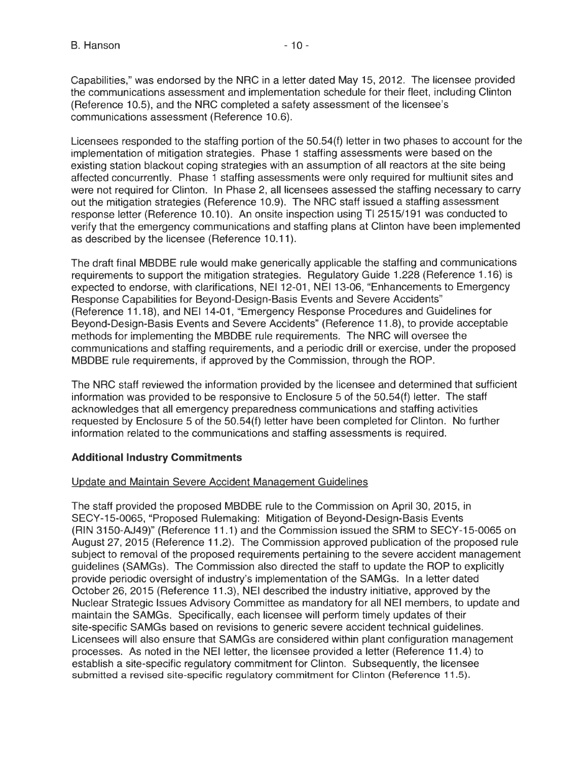Capabilities," was endorsed by the NRC in a letter dated May 15, 2012. The licensee provided the communications assessment and implementation schedule for their fleet, including Clinton (Reference 10.5), and the NRC completed a safety assessment of the licensee's communications assessment (Reference 10.6).

Licensees responded to the staffing portion of the 50.54(f) letter in two phases to account for the implementation of mitigation strategies. Phase 1 staffing assessments were based on the existing station blackout coping strategies with an assumption of all reactors at the site being affected concurrently. Phase 1 staffing assessments were only required for multiunit sites and were not required for Clinton. In Phase 2, all licensees assessed the staffing necessary to carry out the mitigation strategies (Reference 10.9). The NRC staff issued a staffing assessment response letter (Reference 10.10). An onsite inspection using TI 2515/191 was conducted to verify that the emergency communications and staffing plans at Clinton have been implemented as described by the licensee (Reference 10.11).

The draft final MBDBE rule would make generically applicable the staffing and communications requirements to support the mitigation strategies. Regulatory Guide 1.228 (Reference 1.16) is expected to endorse, with clarifications, NEI 12-01, NEI 13-06, "Enhancements to Emergency Response Capabilities for Beyond-Design-Basis Events and Severe Accidents" (Reference 11.18), and NEI 14-01, "Emergency Response Procedures and Guidelines for Beyond-Design-Basis Events and Severe Accidents" (Reference 11.8), to provide acceptable methods for implementing the MBDBE rule requirements. The NRC will oversee the communications and staffing requirements, and a periodic drill or exercise, under the proposed MBDBE rule requirements, if approved by the Commission, through the ROP.

The NRC staff reviewed the information provided by the licensee and determined that sufficient information was provided to be responsive to Enclosure 5 of the 50.54(f) letter. The staff acknowledges that all emergency preparedness communications and staffing activities requested by Enclosure 5 of the 50.54(f) letter have been completed for Clinton. No further information related to the communications and staffing assessments is required.

**Additional Industry Commitments**

Update and Maintain Severe Accident Management Guidelines

The staff provided the proposed MBDBE rule to the Commission on April 30, 2015, in SECY-15-0065, "Proposed Rulemaking: Mitigation of Beyond-Design-Basis Events (RIN 3150-AJ49)" (Reference 11.1) and the Commission issued the SRM to SECY-15-0065 on August 27, 2015 (Reference 11.2). The Commission approved publication of the proposed rule subject to removal of the proposed requirements pertaining to the severe accident management guidelines (SAMGs). The Commission also directed the staff to update the ROP to explicitly provide periodic oversight of industry's implementation of the SAMGs. In a letter dated October 26, 2015 (Reference 11.3), NEI described the industry initiative, approved by the Nuclear Strategic Issues Advisory Committee as mandatory for all NEI members, to update and maintain the SAMGs. Specifically, each licensee will perform timely updates of their site-specific SAMGs based on revisions to generic severe accident technical guidelines. Licensees will also ensure that SAMGs are considered within plant configuration management processes. As noted in the NEI letter, the licensee provided a letter (Reference 11.4) to establish a site-specific regulatory commitment for Clinton. Subsequently, the licensee submitted a revised site-specific regulatory commitment for Clinton (Reference 11.5).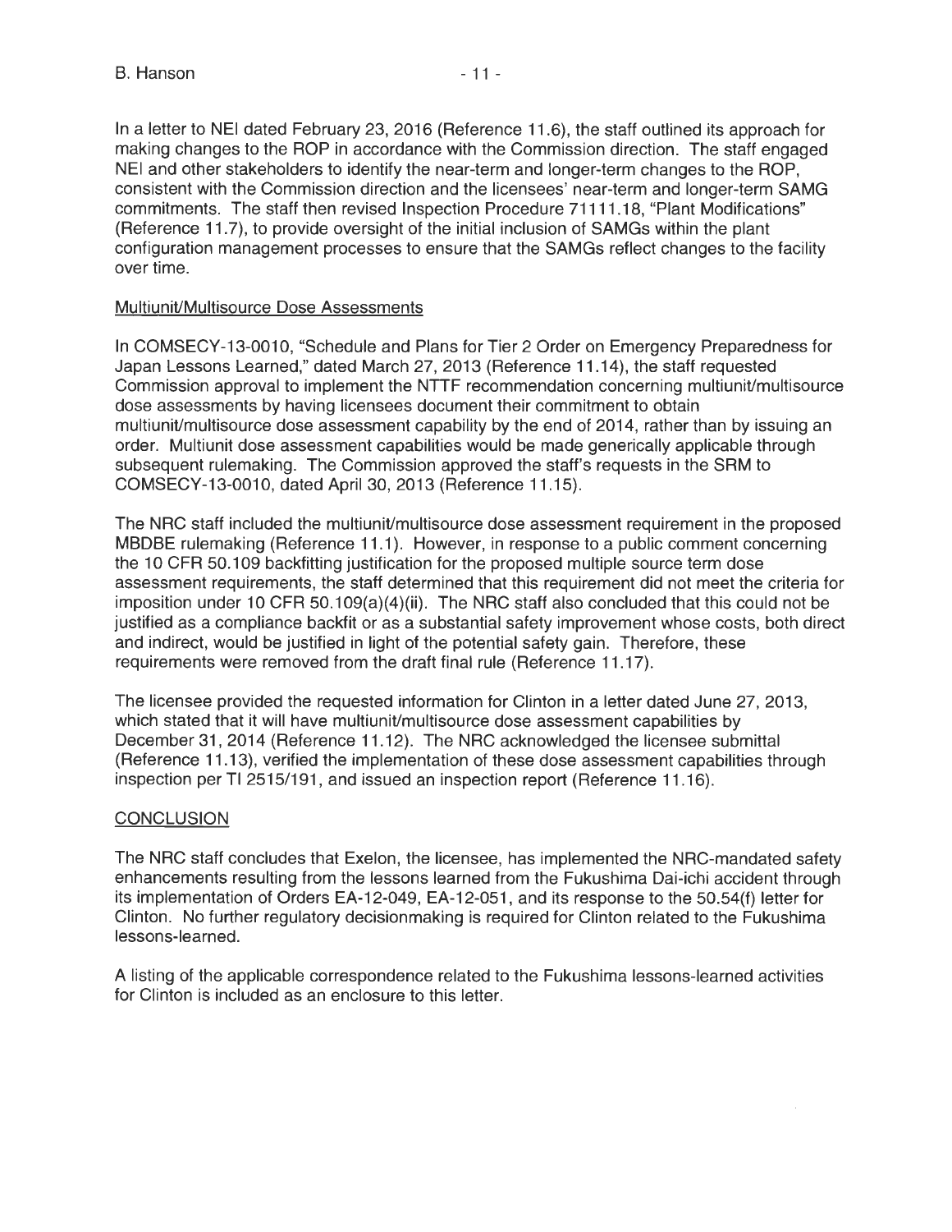In a letter to NEI dated February 23, 2016 (Reference 11.6), the staff outlined its approach for making changes to the ROP in accordance with the Commission direction. The staff engaged NEI and other stakeholders to identify the near-term and longer-term changes to the ROP, consistent with the Commission direction and the licensees' near-term and longer-term SAMG commitments. The staff then revised Inspection Procedure 71111.18, "Plant Modifications" (Reference 11.7), to provide oversight of the initial inclusion of SAMGs within the plant configuration management processes to ensure that the SAMGs reflect changes to the facility over time.

## Multiunit/Multisource Dose Assessments

In COMSECY-13-0010, "Schedule and Plans for Tier 2 Order on Emergency Preparedness for Japan Lessons Learned," dated March 27, 2013 (Reference 11.14), the staff requested Commission approval to implement the NTTF recommendation concerning multiunit/multisource dose assessments by having licensees document their commitment to obtain multiunit/multisource dose assessment capability by the end of 2014, rather than by issuing an order. Multiunit dose assessment capabilities would be made generically applicable through subsequent rulemaking. The Commission approved the staff's requests in the SRM to COMSECY-13-0010, dated April 30, 2013 (Reference 11.15).

The NRC staff included the multiunit/multisource dose assessment requirement in the proposed MBDBE rulemaking (Reference 11.1). However, in response to a public comment concerning the 10 CFR 50.109 backfitting justification for the proposed multiple source term dose assessment requirements, the staff determined that this requirement did not meet the criteria for imposition under 10 CFR 50.109(a)(4)(ii). The NRC staff also concluded that this could not be justified as a compliance backfit or as a substantial safety improvement whose costs, both direct and indirect, would be justified in light of the potential safety gain. Therefore, these requirements were removed from the draft final rule (Reference 11.17).

The licensee provided the requested information for Clinton in a letter dated June 27, 2013, which stated that it will have multiunit/multisource dose assessment capabilities by December 31, 2014 (Reference 11.12). The NRC acknowledged the licensee submittal (Reference 11.13), verified the implementation of these dose assessment capabilities through inspection per TI 2515/191, and issued an inspection report (Reference 11.16).

## CONCLUSION

The NRC staff concludes that Exelon, the licensee, has implemented the NRC-mandated safety enhancements resulting from the lessons learned from the Fukushima Dai-ichi accident through its implementation of Orders EA-12-049, EA-12-051, and its response to the 50.54(f) letter for Clinton. No further regulatory decisionmaking is required for Clinton related to the Fukushima lessons-learned.

A listing of the applicable correspondence related to the Fukushima lessons-learned activities for Clinton is included as an enclosure to this letter.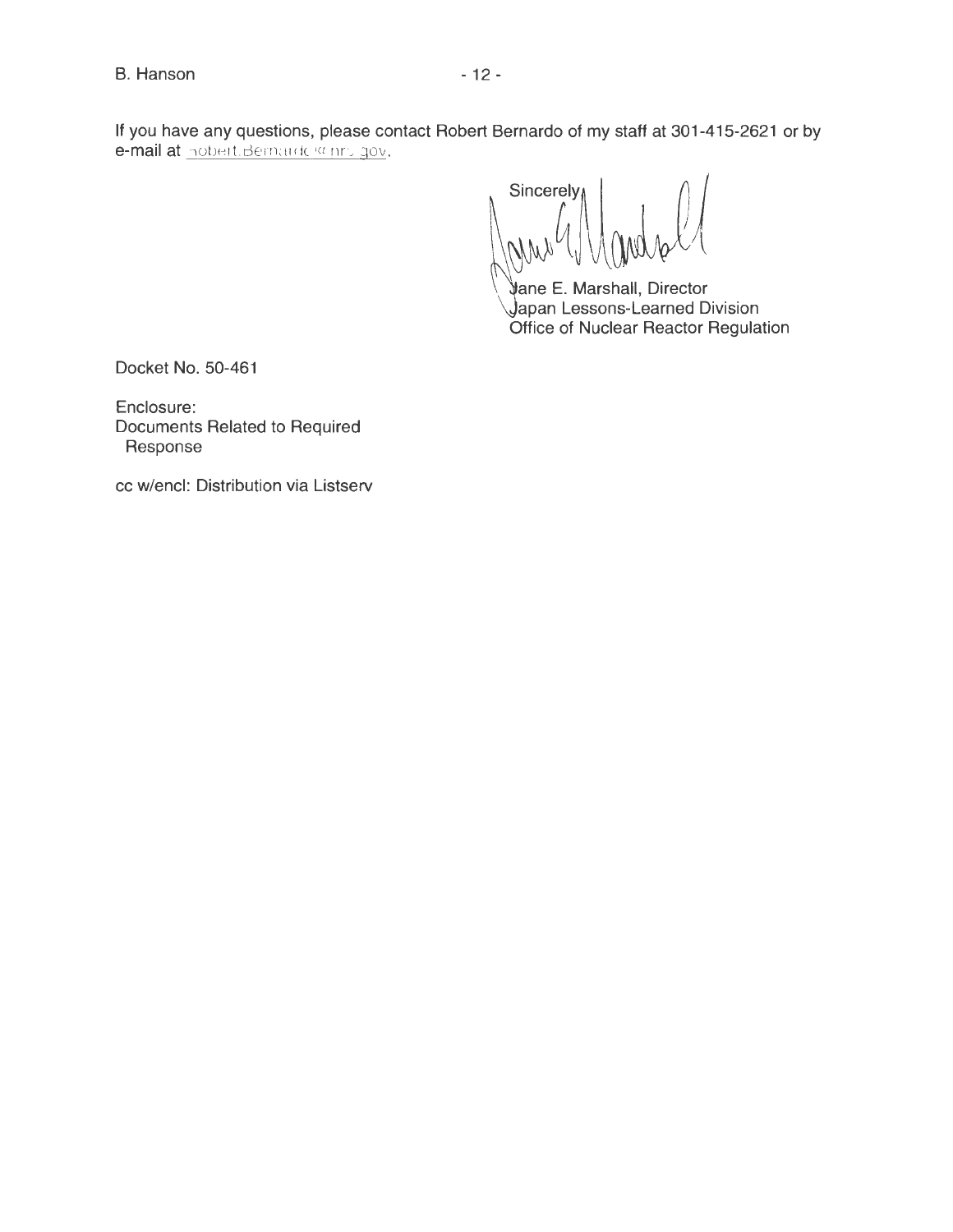If you have any questions, please contact Robert Bernardo of my staff at 301-415-2621 or by e-mail at Robert.Bernardo@nrc.gov.

Sincerely,

Jane E. Marshall, Director
Japan Lessons-Learned Division
Office of Nuclear Reactor Regulation

Docket No. 50-461

Enclosure:
Documents Related to Required Response

cc w/encl: Distribution via Listserv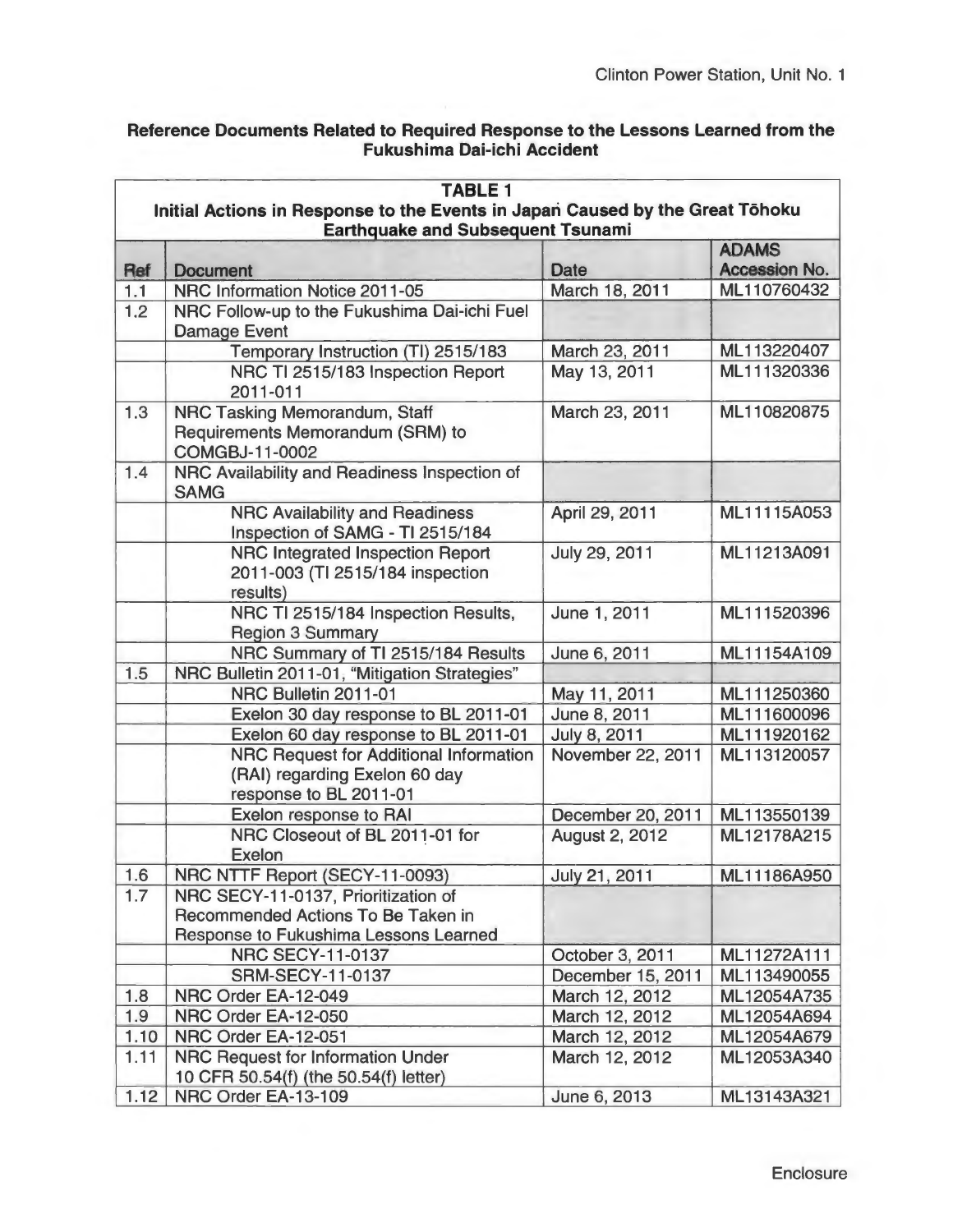## Reference Documents Related to Required Response to the Lessons Learned from the Fukushima Dai-ichi Accident

| TABLE 1<br>Initial Actions in Response to the Events in Japan Caused by the Great Tōhoku Earthquake and Subsequent Tsunami | | | |
|---|---|---|---|
| **Ref** | **Document** | **Date** | **ADAMS Accession No.** |
| 1.1 | NRC Information Notice 2011-05 | March 18, 2011 | ML110760432 |
| 1.2 | NRC Follow-up to the Fukushima Dai-ichi Fuel Damage Event | | |
| | Temporary Instruction (TI) 2515/183 | March 23, 2011 | ML113220407 |
| | NRC TI 2515/183 Inspection Report 2011-011 | May 13, 2011 | ML111320336 |
| 1.3 | NRC Tasking Memorandum, Staff Requirements Memorandum (SRM) to COMGBJ-11-0002 | March 23, 2011 | ML110820875 |
| 1.4 | NRC Availability and Readiness Inspection of SAMG | | |
| | NRC Availability and Readiness Inspection of SAMG - TI 2515/184 | April 29, 2011 | ML11115A053 |
| | NRC Integrated Inspection Report 2011-003 (TI 2515/184 inspection results) | July 29, 2011 | ML11213A091 |
| | NRC TI 2515/184 Inspection Results, Region 3 Summary | June 1, 2011 | ML111520396 |
| | NRC Summary of TI 2515/184 Results | June 6, 2011 | ML11154A109 |
| 1.5 | NRC Bulletin 2011-01, "Mitigation Strategies" | | |
| | NRC Bulletin 2011-01 | May 11, 2011 | ML111250360 |
| | Exelon 30 day response to BL 2011-01 | June 8, 2011 | ML111600096 |
| | Exelon 60 day response to BL 2011-01 | July 8, 2011 | ML111920162 |
| | NRC Request for Additional Information (RAI) regarding Exelon 60 day response to BL 2011-01 | November 22, 2011 | ML113120057 |
| | Exelon response to RAI | December 20, 2011 | ML113550139 |
| | NRC Closeout of BL 2011-01 for Exelon | August 2, 2012 | ML12178A215 |
| 1.6 | NRC NTTF Report (SECY-11-0093) | July 21, 2011 | ML11186A950 |
| 1.7 | NRC SECY-11-0137, Prioritization of Recommended Actions To Be Taken in Response to Fukushima Lessons Learned | | |
| | NRC SECY-11-0137 | October 3, 2011 | ML11272A111 |
| | SRM-SECY-11-0137 | December 15, 2011 | ML113490055 |
| 1.8 | NRC Order EA-12-049 | March 12, 2012 | ML12054A735 |
| 1.9 | NRC Order EA-12-050 | March 12, 2012 | ML12054A694 |
| 1.10 | NRC Order EA-12-051 | March 12, 2012 | ML12054A679 |
| 1.11 | NRC Request for Information Under 10 CFR 50.54(f) (the 50.54(f) letter) | March 12, 2012 | ML12053A340 |
| 1.12 | NRC Order EA-13-109 | June 6, 2013 | ML13143A321 |

Enclosure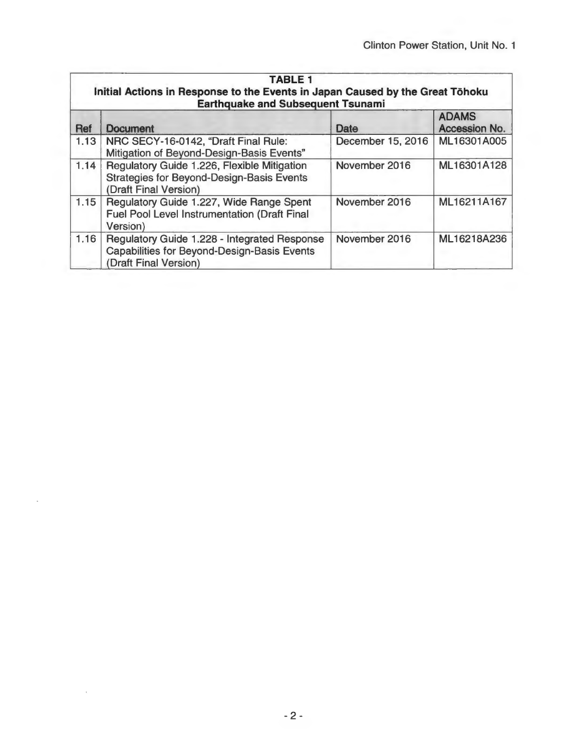| **TABLE 1**<br>**Initial Actions in Response to the Events in Japan Caused by the Great Tōhoku Earthquake and Subsequent Tsunami** | | | |
|---|---|---|---|
| **Ref** | **Document** | **Date** | **ADAMS Accession No.** |
| 1.13 | NRC SECY-16-0142, "Draft Final Rule: Mitigation of Beyond-Design-Basis Events" | December 15, 2016 | ML16301A005 |
| 1.14 | Regulatory Guide 1.226, Flexible Mitigation Strategies for Beyond-Design-Basis Events (Draft Final Version) | November 2016 | ML16301A128 |
| 1.15 | Regulatory Guide 1.227, Wide Range Spent Fuel Pool Level Instrumentation (Draft Final Version) | November 2016 | ML16211A167 |
| 1.16 | Regulatory Guide 1.228 - Integrated Response Capabilities for Beyond-Design-Basis Events (Draft Final Version) | November 2016 | ML16218A236 |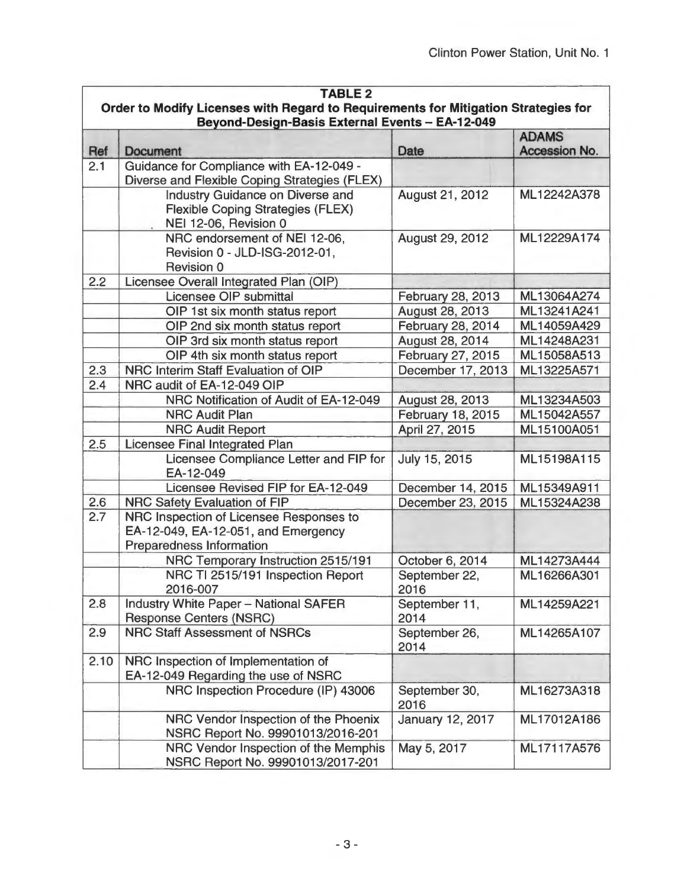| TABLE 2<br>Order to Modify Licenses with Regard to Requirements for Mitigation Strategies for Beyond-Design-Basis External Events – EA-12-049 | | | |
|---|---|---|---|
| **Ref** | **Document** | **Date** | **ADAMS Accession No.** |
| 2.1 | Guidance for Compliance with EA-12-049 - Diverse and Flexible Coping Strategies (FLEX) | | |
| | Industry Guidance on Diverse and Flexible Coping Strategies (FLEX) NEI 12-06, Revision 0 | August 21, 2012 | ML12242A378 |
| | NRC endorsement of NEI 12-06, Revision 0 - JLD-ISG-2012-01, Revision 0 | August 29, 2012 | ML12229A174 |
| 2.2 | Licensee Overall Integrated Plan (OIP) | | |
| | Licensee OIP submittal | February 28, 2013 | ML13064A274 |
| | OIP 1st six month status report | August 28, 2013 | ML13241A241 |
| | OIP 2nd six month status report | February 28, 2014 | ML14059A429 |
| | OIP 3rd six month status report | August 28, 2014 | ML14248A231 |
| | OIP 4th six month status report | February 27, 2015 | ML15058A513 |
| 2.3 | NRC Interim Staff Evaluation of OIP | December 17, 2013 | ML13225A571 |
| 2.4 | NRC audit of EA-12-049 OIP | | |
| | NRC Notification of Audit of EA-12-049 | August 28, 2013 | ML13234A503 |
| | NRC Audit Plan | February 18, 2015 | ML15042A557 |
| | NRC Audit Report | April 27, 2015 | ML15100A051 |
| 2.5 | Licensee Final Integrated Plan | | |
| | Licensee Compliance Letter and FIP for EA-12-049 | July 15, 2015 | ML15198A115 |
| | Licensee Revised FIP for EA-12-049 | December 14, 2015 | ML15349A911 |
| 2.6 | NRC Safety Evaluation of FIP | December 23, 2015 | ML15324A238 |
| 2.7 | NRC Inspection of Licensee Responses to EA-12-049, EA-12-051, and Emergency Preparedness Information | | |
| | NRC Temporary Instruction 2515/191 | October 6, 2014 | ML14273A444 |
| | NRC TI 2515/191 Inspection Report 2016-007 | September 22, 2016 | ML16266A301 |
| 2.8 | Industry White Paper – National SAFER Response Centers (NSRC) | September 11, 2014 | ML14259A221 |
| 2.9 | NRC Staff Assessment of NSRCs | September 26, 2014 | ML14265A107 |
| 2.10 | NRC Inspection of Implementation of EA-12-049 Regarding the use of NSRC | | |
| | NRC Inspection Procedure (IP) 43006 | September 30, 2016 | ML16273A318 |
| | NRC Vendor Inspection of the Phoenix NSRC Report No. 99901013/2016-201 | January 12, 2017 | ML17012A186 |
| | NRC Vendor Inspection of the Memphis NSRC Report No. 99901013/2017-201 | May 5, 2017 | ML17117A576 |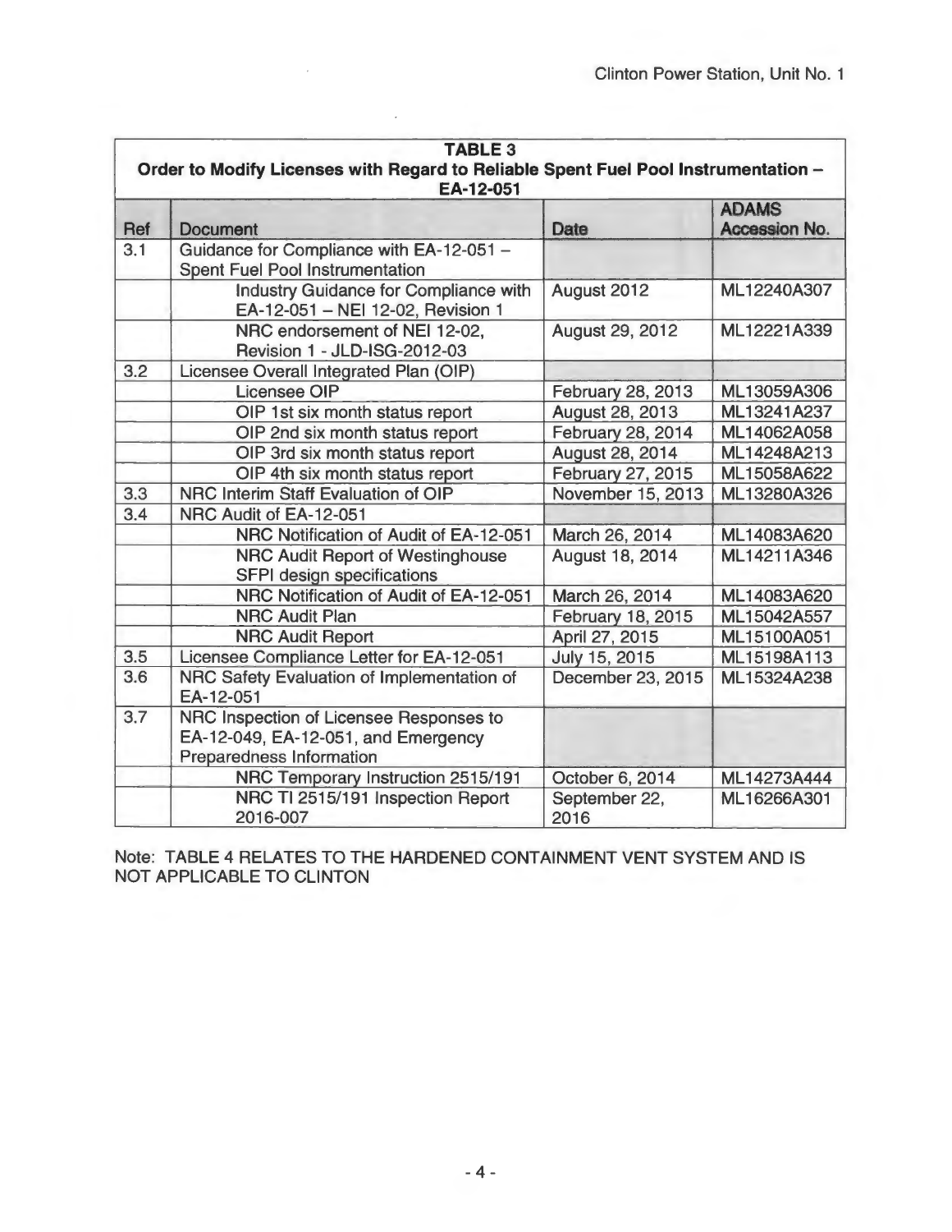| TABLE 3 Order to Modify Licenses with Regard to Reliable Spent Fuel Pool Instrumentation – EA-12-051 | | | |
|---|---|---|---|
| Ref | Document | Date | ADAMS Accession No. |
| 3.1 | Guidance for Compliance with EA-12-051 – Spent Fuel Pool Instrumentation | | |
| | Industry Guidance for Compliance with EA-12-051 – NEI 12-02, Revision 1 | August 2012 | ML12240A307 |
| | NRC endorsement of NEI 12-02, Revision 1 - JLD-ISG-2012-03 | August 29, 2012 | ML12221A339 |
| 3.2 | Licensee Overall Integrated Plan (OIP) | | |
| | Licensee OIP | February 28, 2013 | ML13059A306 |
| | OIP 1st six month status report | August 28, 2013 | ML13241A237 |
| | OIP 2nd six month status report | February 28, 2014 | ML14062A058 |
| | OIP 3rd six month status report | August 28, 2014 | ML14248A213 |
| | OIP 4th six month status report | February 27, 2015 | ML15058A622 |
| 3.3 | NRC Interim Staff Evaluation of OIP | November 15, 2013 | ML13280A326 |
| 3.4 | NRC Audit of EA-12-051 | | |
| | NRC Notification of Audit of EA-12-051 | March 26, 2014 | ML14083A620 |
| | NRC Audit Report of Westinghouse SFPI design specifications | August 18, 2014 | ML14211A346 |
| | NRC Notification of Audit of EA-12-051 | March 26, 2014 | ML14083A620 |
| | NRC Audit Plan | February 18, 2015 | ML15042A557 |
| | NRC Audit Report | April 27, 2015 | ML15100A051 |
| 3.5 | Licensee Compliance Letter for EA-12-051 | July 15, 2015 | ML15198A113 |
| 3.6 | NRC Safety Evaluation of Implementation of EA-12-051 | December 23, 2015 | ML15324A238 |
| 3.7 | NRC Inspection of Licensee Responses to EA-12-049, EA-12-051, and Emergency Preparedness Information | | |
| | NRC Temporary Instruction 2515/191 | October 6, 2014 | ML14273A444 |
| | NRC TI 2515/191 Inspection Report 2016-007 | September 22, 2016 | ML16266A301 |

Note: TABLE 4 RELATES TO THE HARDENED CONTAINMENT VENT SYSTEM AND IS NOT APPLICABLE TO CLINTON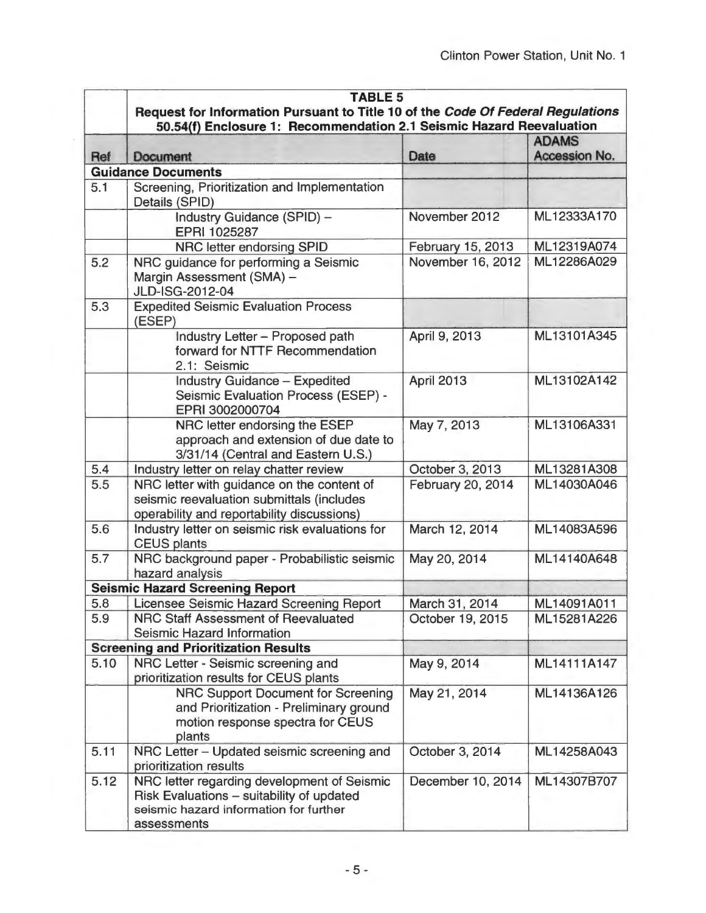| | TABLE 5 Request for Information Pursuant to Title 10 of the *Code Of Federal Regulations* 50.54(f) Enclosure 1: Recommendation 2.1 Seismic Hazard Reevaluation | | |
|---|---|---|---|
| **Ref** | **Document** | **Date** | **ADAMS Accession No.** |
| **Guidance Documents** | | | |
| 5.1 | Screening, Prioritization and Implementation Details (SPID) | | |
| | Industry Guidance (SPID) – EPRI 1025287 | November 2012 | ML12333A170 |
| | NRC letter endorsing SPID | February 15, 2013 | ML12319A074 |
| 5.2 | NRC guidance for performing a Seismic Margin Assessment (SMA) – JLD-ISG-2012-04 | November 16, 2012 | ML12286A029 |
| 5.3 | Expedited Seismic Evaluation Process (ESEP) | | |
| | Industry Letter – Proposed path forward for NTTF Recommendation 2.1: Seismic | April 9, 2013 | ML13101A345 |
| | Industry Guidance – Expedited Seismic Evaluation Process (ESEP) - EPRI 3002000704 | April 2013 | ML13102A142 |
| | NRC letter endorsing the ESEP approach and extension of due date to 3/31/14 (Central and Eastern U.S.) | May 7, 2013 | ML13106A331 |
| 5.4 | Industry letter on relay chatter review | October 3, 2013 | ML13281A308 |
| 5.5 | NRC letter with guidance on the content of seismic reevaluation submittals (includes operability and reportability discussions) | February 20, 2014 | ML14030A046 |
| 5.6 | Industry letter on seismic risk evaluations for CEUS plants | March 12, 2014 | ML14083A596 |
| 5.7 | NRC background paper - Probabilistic seismic hazard analysis | May 20, 2014 | ML14140A648 |
| **Seismic Hazard Screening Report** | | | |
| 5.8 | Licensee Seismic Hazard Screening Report | March 31, 2014 | ML14091A011 |
| 5.9 | NRC Staff Assessment of Reevaluated Seismic Hazard Information | October 19, 2015 | ML15281A226 |
| **Screening and Prioritization Results** | | | |
| 5.10 | NRC Letter - Seismic screening and prioritization results for CEUS plants | May 9, 2014 | ML14111A147 |
| | NRC Support Document for Screening and Prioritization - Preliminary ground motion response spectra for CEUS plants | May 21, 2014 | ML14136A126 |
| 5.11 | NRC Letter – Updated seismic screening and prioritization results | October 3, 2014 | ML14258A043 |
| 5.12 | NRC letter regarding development of Seismic Risk Evaluations – suitability of updated seismic hazard information for further assessments | December 10, 2014 | ML14307B707 |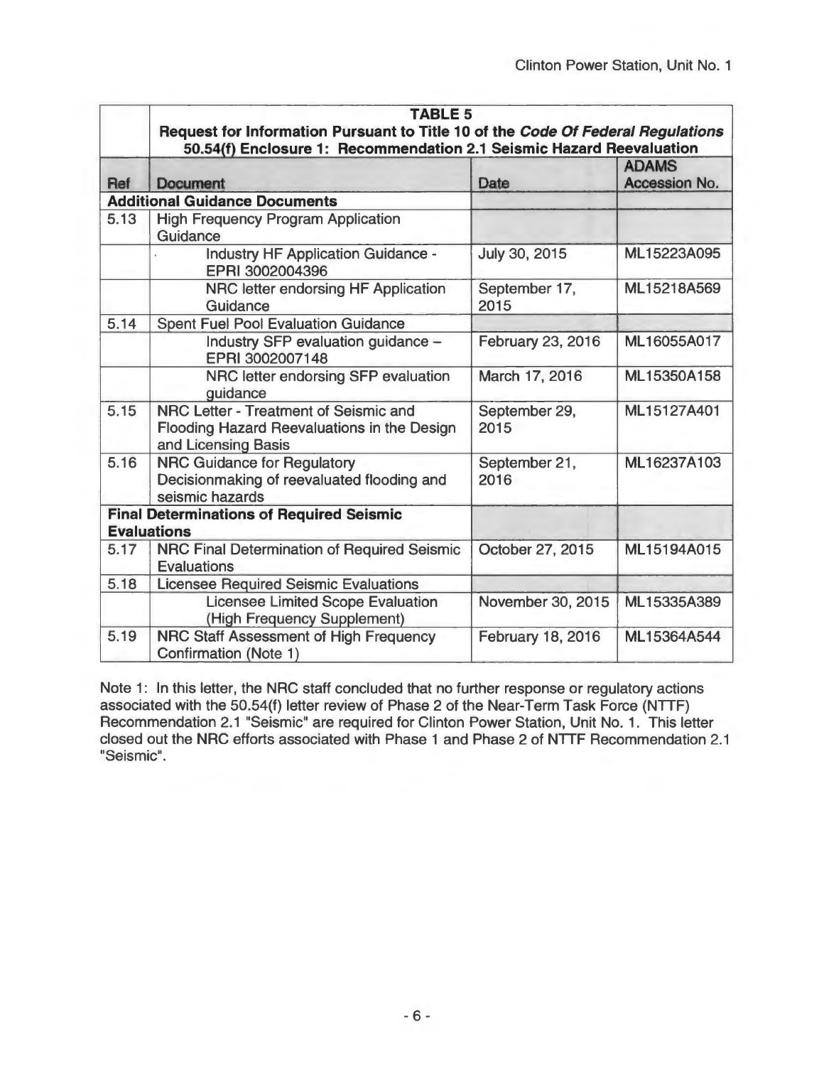| | **TABLE 5**<br>**Request for Information Pursuant to Title 10 of the *Code Of Federal Regulations* 50.54(f) Enclosure 1: Recommendation 2.1 Seismic Hazard Reevaluation** | | |
|---|---|---|---|
| **Ref** | **Document** | **Date** | **ADAMS Accession No.** |
| **Additional Guidance Documents** | | | |
| 5.13 | High Frequency Program Application Guidance | | |
| | Industry HF Application Guidance - EPRI 3002004396 | July 30, 2015 | ML15223A095 |
| | NRC letter endorsing HF Application Guidance | September 17, 2015 | ML15218A569 |
| 5.14 | Spent Fuel Pool Evaluation Guidance | | |
| | Industry SFP evaluation guidance – EPRI 3002007148 | February 23, 2016 | ML16055A017 |
| | NRC letter endorsing SFP evaluation guidance | March 17, 2016 | ML15350A158 |
| 5.15 | NRC Letter - Treatment of Seismic and Flooding Hazard Reevaluations in the Design and Licensing Basis | September 29, 2015 | ML15127A401 |
| 5.16 | NRC Guidance for Regulatory Decisionmaking of reevaluated flooding and seismic hazards | September 21, 2016 | ML16237A103 |
| **Final Determinations of Required Seismic Evaluations** | | | |
| 5.17 | NRC Final Determination of Required Seismic Evaluations | October 27, 2015 | ML15194A015 |
| 5.18 | Licensee Required Seismic Evaluations | | |
| | Licensee Limited Scope Evaluation (High Frequency Supplement) | November 30, 2015 | ML15335A389 |
| 5.19 | NRC Staff Assessment of High Frequency Confirmation (Note 1) | February 18, 2016 | ML15364A544 |

Note 1: In this letter, the NRC staff concluded that no further response or regulatory actions associated with the 50.54(f) letter review of Phase 2 of the Near-Term Task Force (NTTF) Recommendation 2.1 "Seismic" are required for Clinton Power Station, Unit No. 1. This letter closed out the NRC efforts associated with Phase 1 and Phase 2 of NTTF Recommendation 2.1 "Seismic".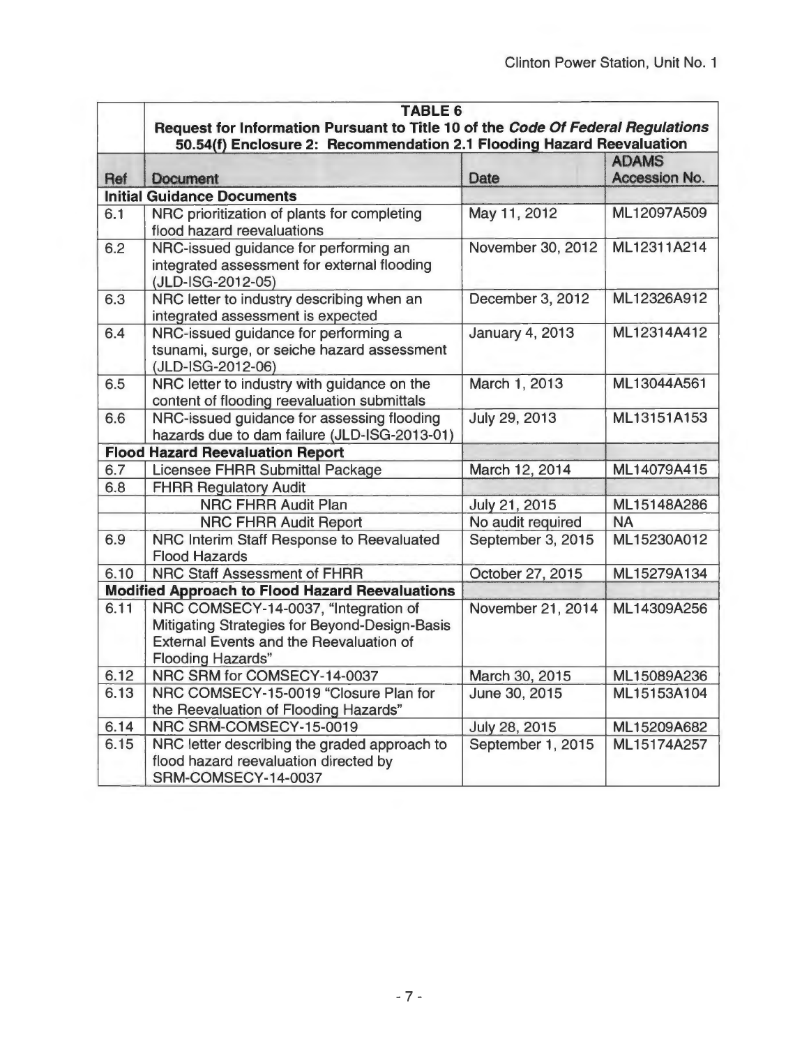| | **TABLE 6** **Request for Information Pursuant to Title 10 of the *Code Of Federal Regulations* 50.54(f) Enclosure 2: Recommendation 2.1 Flooding Hazard Reevaluation** | | |
|---|---|---|---|
| **Ref** | **Document** | **Date** | **ADAMS Accession No.** |
| **Initial Guidance Documents** | | | |
| 6.1 | NRC prioritization of plants for completing flood hazard reevaluations | May 11, 2012 | ML12097A509 |
| 6.2 | NRC-issued guidance for performing an integrated assessment for external flooding (JLD-ISG-2012-05) | November 30, 2012 | ML12311A214 |
| 6.3 | NRC letter to industry describing when an integrated assessment is expected | December 3, 2012 | ML12326A912 |
| 6.4 | NRC-issued guidance for performing a tsunami, surge, or seiche hazard assessment (JLD-ISG-2012-06) | January 4, 2013 | ML12314A412 |
| 6.5 | NRC letter to industry with guidance on the content of flooding reevaluation submittals | March 1, 2013 | ML13044A561 |
| 6.6 | NRC-issued guidance for assessing flooding hazards due to dam failure (JLD-ISG-2013-01) | July 29, 2013 | ML13151A153 |
| **Flood Hazard Reevaluation Report** | | | |
| 6.7 | Licensee FHRR Submittal Package | March 12, 2014 | ML14079A415 |
| 6.8 | FHRR Regulatory Audit | | |
| | NRC FHRR Audit Plan | July 21, 2015 | ML15148A286 |
| | NRC FHRR Audit Report | No audit required | NA |
| 6.9 | NRC Interim Staff Response to Reevaluated Flood Hazards | September 3, 2015 | ML15230A012 |
| 6.10 | NRC Staff Assessment of FHRR | October 27, 2015 | ML15279A134 |
| **Modified Approach to Flood Hazard Reevaluations** | | | |
| 6.11 | NRC COMSECY-14-0037, "Integration of Mitigating Strategies for Beyond-Design-Basis External Events and the Reevaluation of Flooding Hazards" | November 21, 2014 | ML14309A256 |
| 6.12 | NRC SRM for COMSECY-14-0037 | March 30, 2015 | ML15089A236 |
| 6.13 | NRC COMSECY-15-0019 "Closure Plan for the Reevaluation of Flooding Hazards" | June 30, 2015 | ML15153A104 |
| 6.14 | NRC SRM-COMSECY-15-0019 | July 28, 2015 | ML15209A682 |
| 6.15 | NRC letter describing the graded approach to flood hazard reevaluation directed by SRM-COMSECY-14-0037 | September 1, 2015 | ML15174A257 |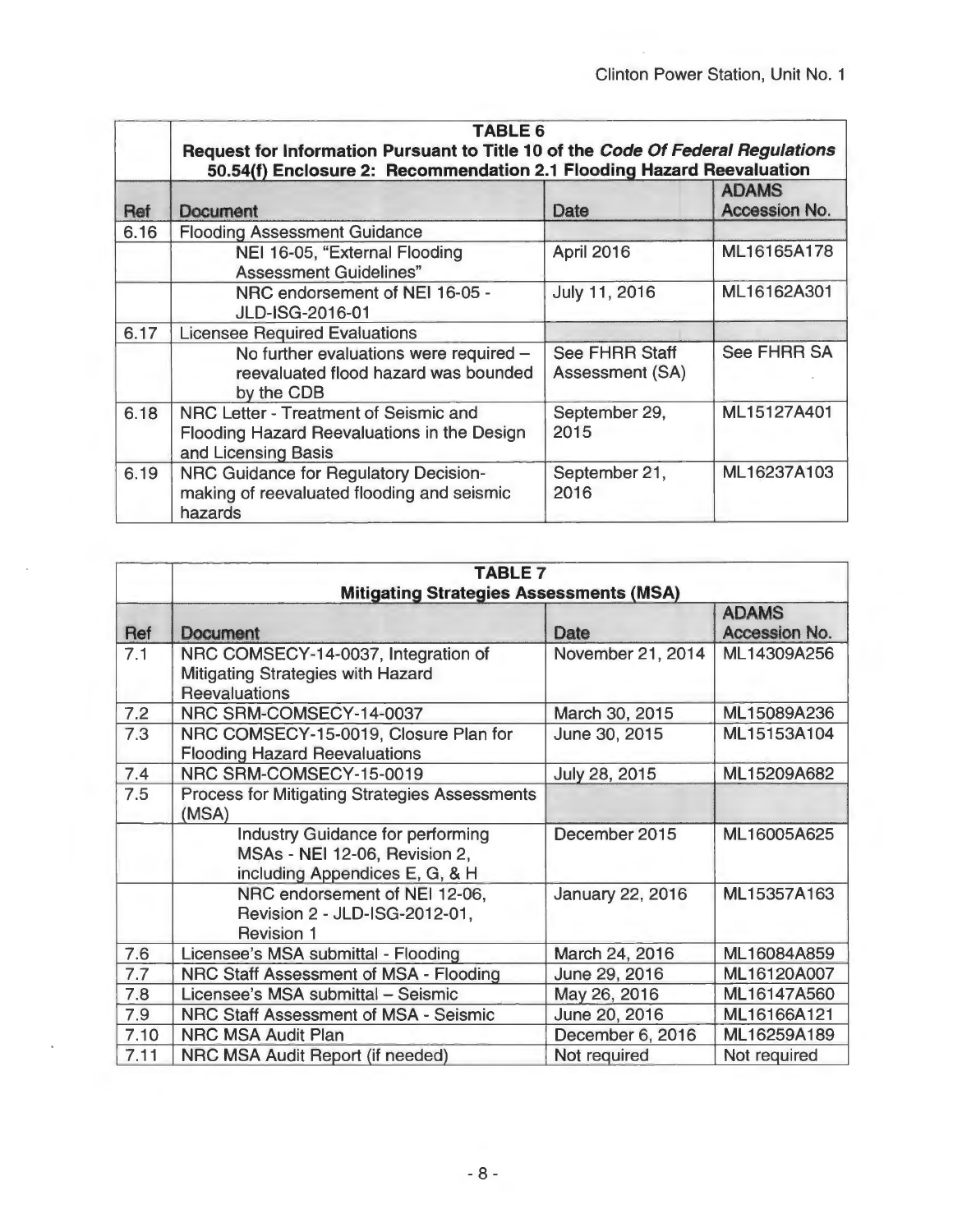| | **TABLE 6** **Request for Information Pursuant to Title 10 of the *Code Of Federal Regulations* 50.54(f) Enclosure 2: Recommendation 2.1 Flooding Hazard Reevaluation** | | |
|---|---|---|---|
| **Ref** | **Document** | **Date** | **ADAMS Accession No.** |
| 6.16 | Flooding Assessment Guidance | | |
| | NEI 16-05, "External Flooding Assessment Guidelines" | April 2016 | ML16165A178 |
| | NRC endorsement of NEI 16-05 - JLD-ISG-2016-01 | July 11, 2016 | ML16162A301 |
| 6.17 | Licensee Required Evaluations | | |
| | No further evaluations were required – reevaluated flood hazard was bounded by the CDB | See FHRR Staff Assessment (SA) | See FHRR SA |
| 6.18 | NRC Letter - Treatment of Seismic and Flooding Hazard Reevaluations in the Design and Licensing Basis | September 29, 2015 | ML15127A401 |
| 6.19 | NRC Guidance for Regulatory Decision-making of reevaluated flooding and seismic hazards | September 21, 2016 | ML16237A103 |

| | **TABLE 7** **Mitigating Strategies Assessments (MSA)** | | |
|---|---|---|---|
| **Ref** | **Document** | **Date** | **ADAMS Accession No.** |
| 7.1 | NRC COMSECY-14-0037, Integration of Mitigating Strategies with Hazard Reevaluations | November 21, 2014 | ML14309A256 |
| 7.2 | NRC SRM-COMSECY-14-0037 | March 30, 2015 | ML15089A236 |
| 7.3 | NRC COMSECY-15-0019, Closure Plan for Flooding Hazard Reevaluations | June 30, 2015 | ML15153A104 |
| 7.4 | NRC SRM-COMSECY-15-0019 | July 28, 2015 | ML15209A682 |
| 7.5 | Process for Mitigating Strategies Assessments (MSA) | | |
| | Industry Guidance for performing MSAs - NEI 12-06, Revision 2, including Appendices E, G, & H | December 2015 | ML16005A625 |
| | NRC endorsement of NEI 12-06, Revision 2 - JLD-ISG-2012-01, Revision 1 | January 22, 2016 | ML15357A163 |
| 7.6 | Licensee's MSA submittal - Flooding | March 24, 2016 | ML16084A859 |
| 7.7 | NRC Staff Assessment of MSA - Flooding | June 29, 2016 | ML16120A007 |
| 7.8 | Licensee's MSA submittal – Seismic | May 26, 2016 | ML16147A560 |
| 7.9 | NRC Staff Assessment of MSA - Seismic | June 20, 2016 | ML16166A121 |
| 7.10 | NRC MSA Audit Plan | December 6, 2016 | ML16259A189 |
| 7.11 | NRC MSA Audit Report (if needed) | Not required | Not required |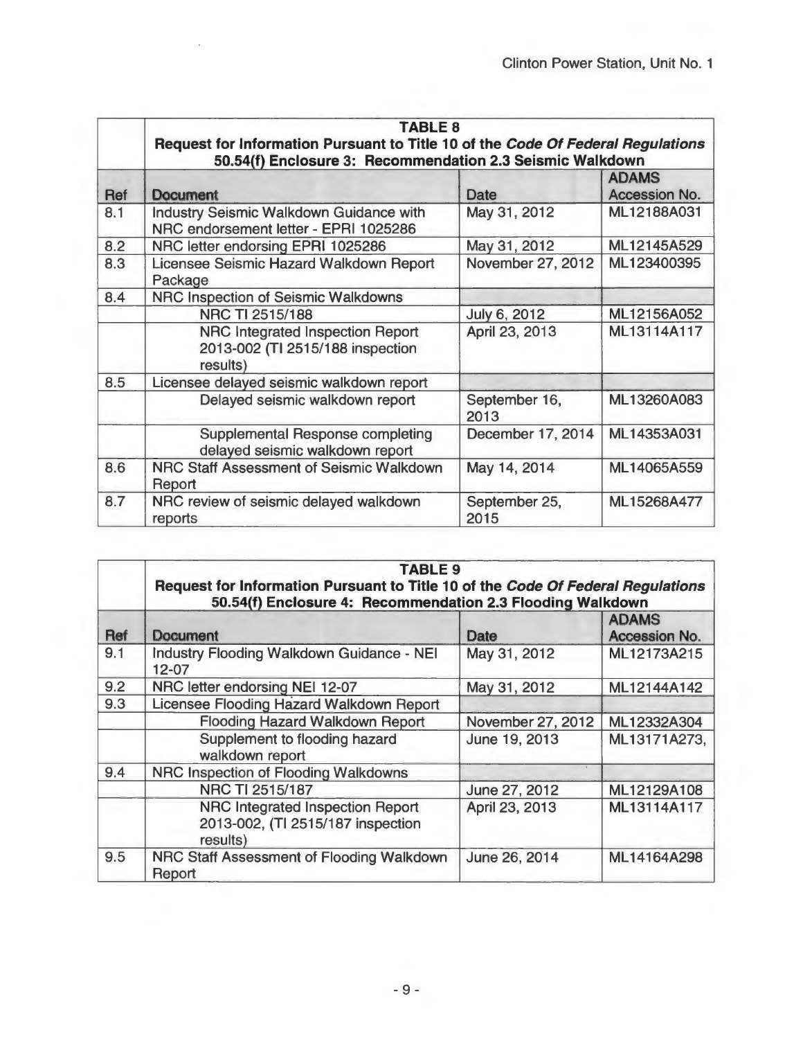| | TABLE 8<br>Request for Information Pursuant to Title 10 of the *Code Of Federal Regulations* 50.54(f) Enclosure 3: Recommendation 2.3 Seismic Walkdown | | |
|---|---|---|---|
| **Ref** | **Document** | **Date** | **ADAMS Accession No.** |
| 8.1 | Industry Seismic Walkdown Guidance with NRC endorsement letter - EPRI 1025286 | May 31, 2012 | ML12188A031 |
| 8.2 | NRC letter endorsing EPRI 1025286 | May 31, 2012 | ML12145A529 |
| 8.3 | Licensee Seismic Hazard Walkdown Report Package | November 27, 2012 | ML123400395 |
| 8.4 | NRC Inspection of Seismic Walkdowns | | |
| | NRC TI 2515/188 | July 6, 2012 | ML12156A052 |
| | NRC Integrated Inspection Report 2013-002 (TI 2515/188 inspection results) | April 23, 2013 | ML13114A117 |
| 8.5 | Licensee delayed seismic walkdown report | | |
| | Delayed seismic walkdown report | September 16, 2013 | ML13260A083 |
| | Supplemental Response completing delayed seismic walkdown report | December 17, 2014 | ML14353A031 |
| 8.6 | NRC Staff Assessment of Seismic Walkdown Report | May 14, 2014 | ML14065A559 |
| 8.7 | NRC review of seismic delayed walkdown reports | September 25, 2015 | ML15268A477 |

| | TABLE 9<br>Request for Information Pursuant to Title 10 of the *Code Of Federal Regulations* 50.54(f) Enclosure 4: Recommendation 2.3 Flooding Walkdown | | |
|---|---|---|---|
| **Ref** | **Document** | **Date** | **ADAMS Accession No.** |
| 9.1 | Industry Flooding Walkdown Guidance - NEI 12-07 | May 31, 2012 | ML12173A215 |
| 9.2 | NRC letter endorsing NEI 12-07 | May 31, 2012 | ML12144A142 |
| 9.3 | Licensee Flooding Hazard Walkdown Report | | |
| | Flooding Hazard Walkdown Report | November 27, 2012 | ML12332A304 |
| | Supplement to flooding hazard walkdown report | June 19, 2013 | ML13171A273, |
| 9.4 | NRC Inspection of Flooding Walkdowns | | |
| | NRC TI 2515/187 | June 27, 2012 | ML12129A108 |
| | NRC Integrated Inspection Report 2013-002, (TI 2515/187 inspection results) | April 23, 2013 | ML13114A117 |
| 9.5 | NRC Staff Assessment of Flooding Walkdown Report | June 26, 2014 | ML14164A298 |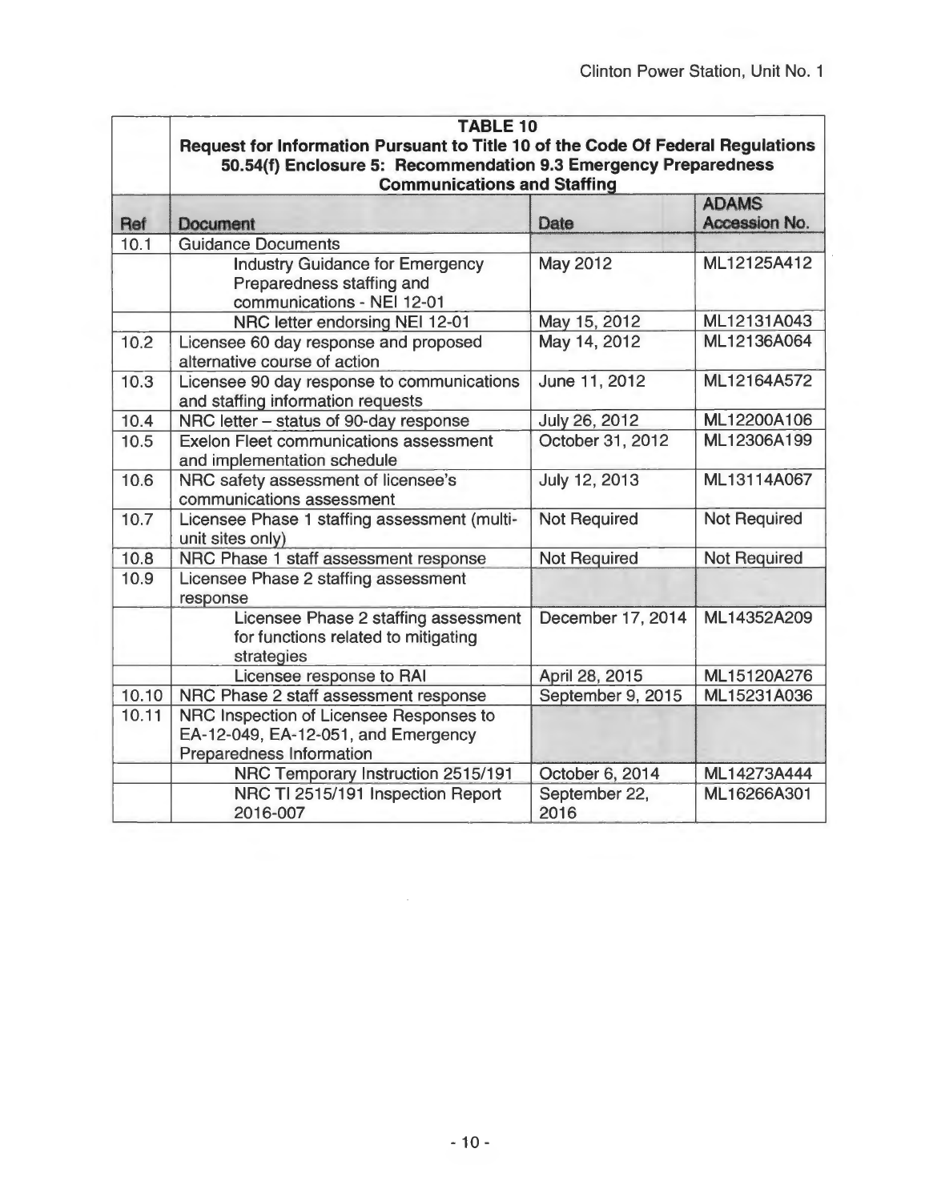| | **TABLE 10**<br>**Request for Information Pursuant to Title 10 of the Code Of Federal Regulations 50.54(f) Enclosure 5: Recommendation 9.3 Emergency Preparedness Communications and Staffing** | | |
|---|---|---|---|
| **Ref** | **Document** | **Date** | **ADAMS Accession No.** |
| 10.1 | Guidance Documents | | |
| | Industry Guidance for Emergency Preparedness staffing and communications - NEI 12-01 | May 2012 | ML12125A412 |
| | NRC letter endorsing NEI 12-01 | May 15, 2012 | ML12131A043 |
| 10.2 | Licensee 60 day response and proposed alternative course of action | May 14, 2012 | ML12136A064 |
| 10.3 | Licensee 90 day response to communications and staffing information requests | June 11, 2012 | ML12164A572 |
| 10.4 | NRC letter – status of 90-day response | July 26, 2012 | ML12200A106 |
| 10.5 | Exelon Fleet communications assessment and implementation schedule | October 31, 2012 | ML12306A199 |
| 10.6 | NRC safety assessment of licensee's communications assessment | July 12, 2013 | ML13114A067 |
| 10.7 | Licensee Phase 1 staffing assessment (multi-unit sites only) | Not Required | Not Required |
| 10.8 | NRC Phase 1 staff assessment response | Not Required | Not Required |
| 10.9 | Licensee Phase 2 staffing assessment response | | |
| | Licensee Phase 2 staffing assessment for functions related to mitigating strategies | December 17, 2014 | ML14352A209 |
| | Licensee response to RAI | April 28, 2015 | ML15120A276 |
| 10.10 | NRC Phase 2 staff assessment response | September 9, 2015 | ML15231A036 |
| 10.11 | NRC Inspection of Licensee Responses to EA-12-049, EA-12-051, and Emergency Preparedness Information | | |
| | NRC Temporary Instruction 2515/191 | October 6, 2014 | ML14273A444 |
| | NRC TI 2515/191 Inspection Report 2016-007 | September 22, 2016 | ML16266A301 |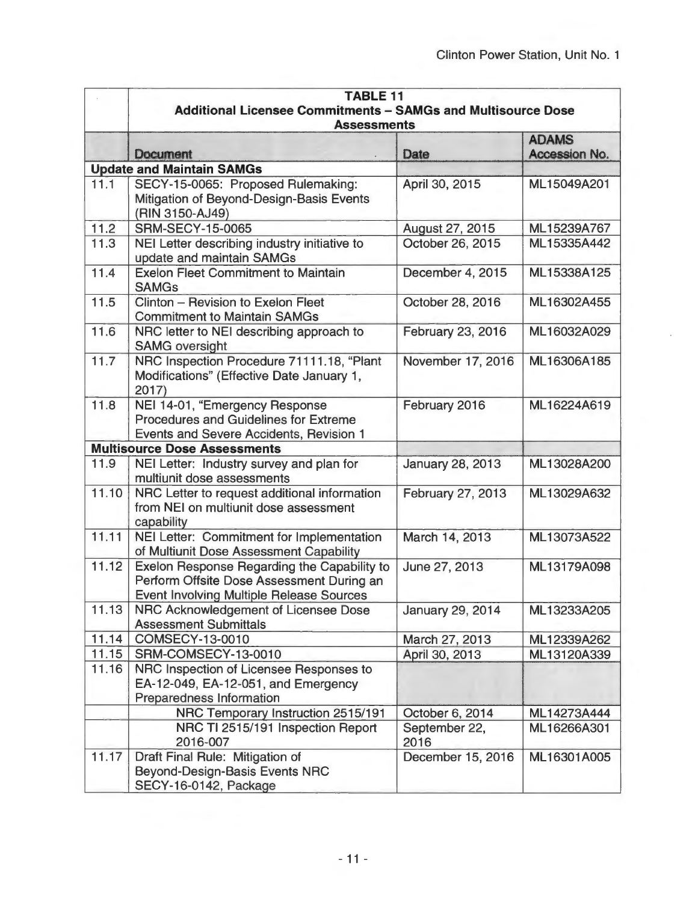| | **TABLE 11**<br>**Additional Licensee Commitments – SAMGs and Multisource Dose Assessments** | | |
|---|---|---|---|
| | **Document** | **Date** | **ADAMS Accession No.** |
| **Update and Maintain SAMGs** | | | |
| 11.1 | SECY-15-0065: Proposed Rulemaking: Mitigation of Beyond-Design-Basis Events (RIN 3150-AJ49) | April 30, 2015 | ML15049A201 |
| 11.2 | SRM-SECY-15-0065 | August 27, 2015 | ML15239A767 |
| 11.3 | NEI Letter describing industry initiative to update and maintain SAMGs | October 26, 2015 | ML15335A442 |
| 11.4 | Exelon Fleet Commitment to Maintain SAMGs | December 4, 2015 | ML15338A125 |
| 11.5 | Clinton – Revision to Exelon Fleet Commitment to Maintain SAMGs | October 28, 2016 | ML16302A455 |
| 11.6 | NRC letter to NEI describing approach to SAMG oversight | February 23, 2016 | ML16032A029 |
| 11.7 | NRC Inspection Procedure 71111.18, "Plant Modifications" (Effective Date January 1, 2017) | November 17, 2016 | ML16306A185 |
| 11.8 | NEI 14-01, "Emergency Response Procedures and Guidelines for Extreme Events and Severe Accidents, Revision 1 | February 2016 | ML16224A619 |
| **Multisource Dose Assessments** | | | |
| 11.9 | NEI Letter: Industry survey and plan for multiunit dose assessments | January 28, 2013 | ML13028A200 |
| 11.10 | NRC Letter to request additional information from NEI on multiunit dose assessment capability | February 27, 2013 | ML13029A632 |
| 11.11 | NEI Letter: Commitment for Implementation of Multiunit Dose Assessment Capability | March 14, 2013 | ML13073A522 |
| 11.12 | Exelon Response Regarding the Capability to Perform Offsite Dose Assessment During an Event Involving Multiple Release Sources | June 27, 2013 | ML13179A098 |
| 11.13 | NRC Acknowledgement of Licensee Dose Assessment Submittals | January 29, 2014 | ML13233A205 |
| 11.14 | COMSECY-13-0010 | March 27, 2013 | ML12339A262 |
| 11.15 | SRM-COMSECY-13-0010 | April 30, 2013 | ML13120A339 |
| 11.16 | NRC Inspection of Licensee Responses to EA-12-049, EA-12-051, and Emergency Preparedness Information | | |
| | NRC Temporary Instruction 2515/191 | October 6, 2014 | ML14273A444 |
| | NRC TI 2515/191 Inspection Report 2016-007 | September 22, 2016 | ML16266A301 |
| 11.17 | Draft Final Rule: Mitigation of Beyond-Design-Basis Events NRC SECY-16-0142, Package | December 15, 2016 | ML16301A005 |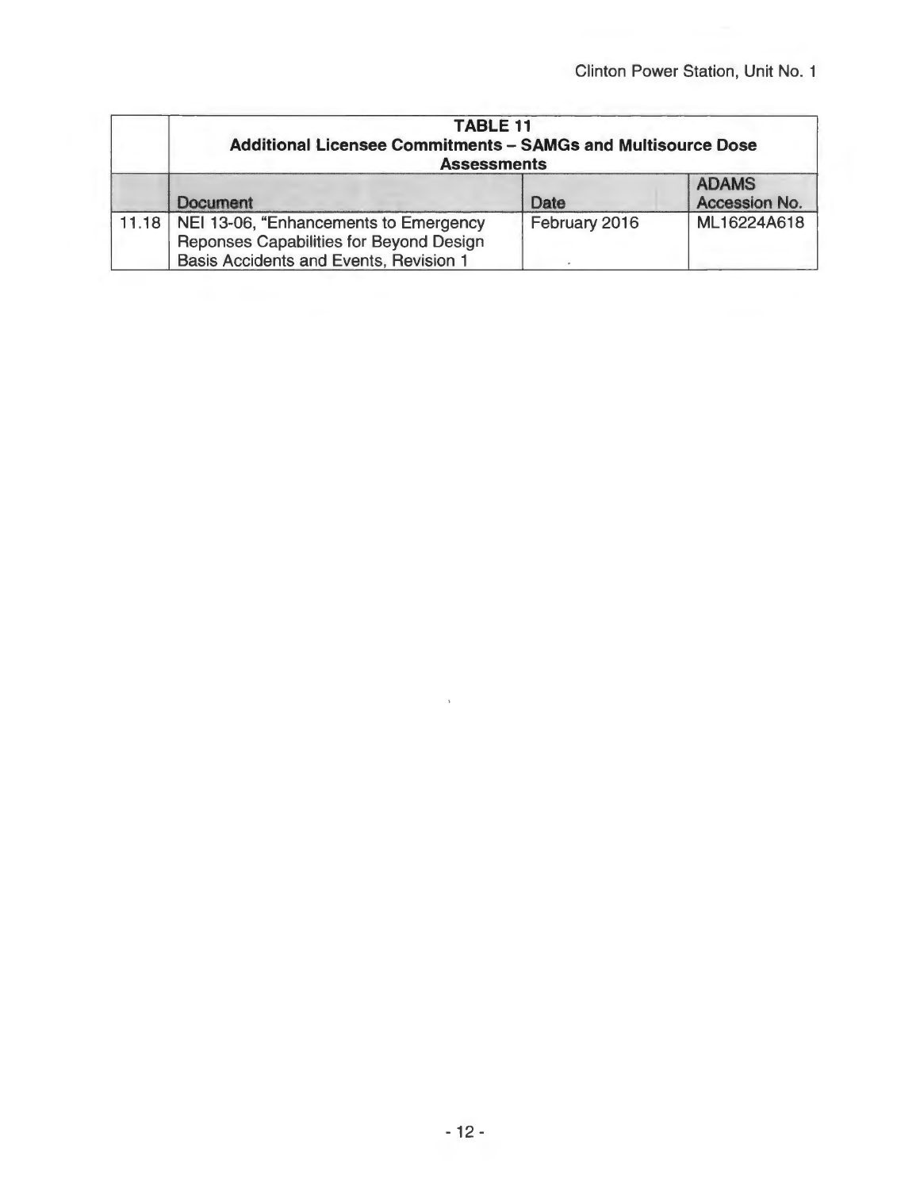| | TABLE 11<br>Additional Licensee Commitments – SAMGs and Multisource Dose Assessments | | |
|---|---|---|---|
| | **Document** | **Date** | **ADAMS Accession No.** |
| 11.18 | NEI 13-06, "Enhancements to Emergency Reponses Capabilities for Beyond Design Basis Accidents and Events, Revision 1 | February 2016 | ML16224A618 |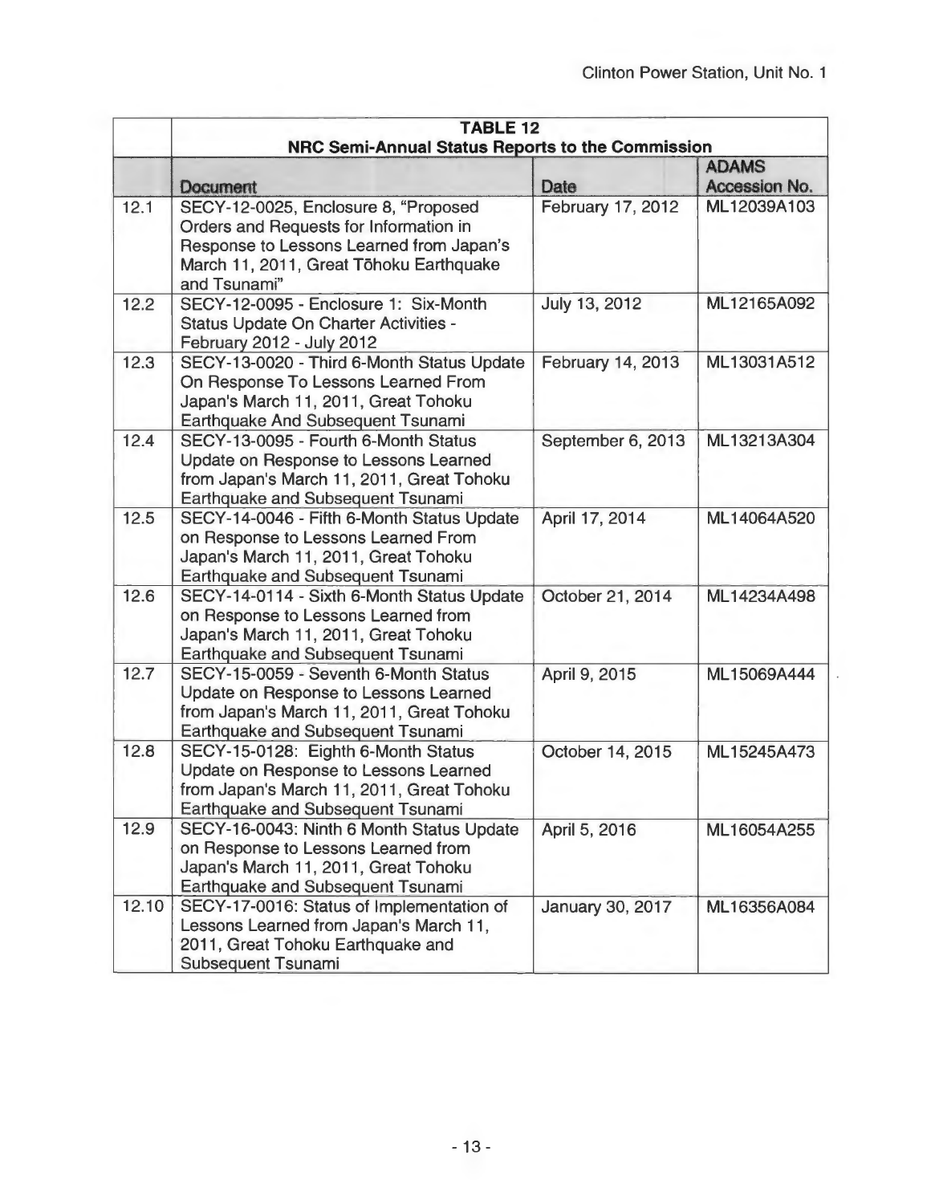| | **TABLE 12**<br>**NRC Semi-Annual Status Reports to the Commission** | | |
|---|---|---|---|
| | **Document** | **Date** | **ADAMS Accession No.** |
| 12.1 | SECY-12-0025, Enclosure 8, "Proposed Orders and Requests for Information in Response to Lessons Learned from Japan's March 11, 2011, Great Tōhoku Earthquake and Tsunami" | February 17, 2012 | ML12039A103 |
| 12.2 | SECY-12-0095 - Enclosure 1: Six-Month Status Update On Charter Activities - February 2012 - July 2012 | July 13, 2012 | ML12165A092 |
| 12.3 | SECY-13-0020 - Third 6-Month Status Update On Response To Lessons Learned From Japan's March 11, 2011, Great Tohoku Earthquake And Subsequent Tsunami | February 14, 2013 | ML13031A512 |
| 12.4 | SECY-13-0095 - Fourth 6-Month Status Update on Response to Lessons Learned from Japan's March 11, 2011, Great Tohoku Earthquake and Subsequent Tsunami | September 6, 2013 | ML13213A304 |
| 12.5 | SECY-14-0046 - Fifth 6-Month Status Update on Response to Lessons Learned From Japan's March 11, 2011, Great Tohoku Earthquake and Subsequent Tsunami | April 17, 2014 | ML14064A520 |
| 12.6 | SECY-14-0114 - Sixth 6-Month Status Update on Response to Lessons Learned from Japan's March 11, 2011, Great Tohoku Earthquake and Subsequent Tsunami | October 21, 2014 | ML14234A498 |
| 12.7 | SECY-15-0059 - Seventh 6-Month Status Update on Response to Lessons Learned from Japan's March 11, 2011, Great Tohoku Earthquake and Subsequent Tsunami | April 9, 2015 | ML15069A444 |
| 12.8 | SECY-15-0128: Eighth 6-Month Status Update on Response to Lessons Learned from Japan's March 11, 2011, Great Tohoku Earthquake and Subsequent Tsunami | October 14, 2015 | ML15245A473 |
| 12.9 | SECY-16-0043: Ninth 6 Month Status Update on Response to Lessons Learned from Japan's March 11, 2011, Great Tohoku Earthquake and Subsequent Tsunami | April 5, 2016 | ML16054A255 |
| 12.10 | SECY-17-0016: Status of Implementation of Lessons Learned from Japan's March 11, 2011, Great Tohoku Earthquake and Subsequent Tsunami | January 30, 2017 | ML16356A084 |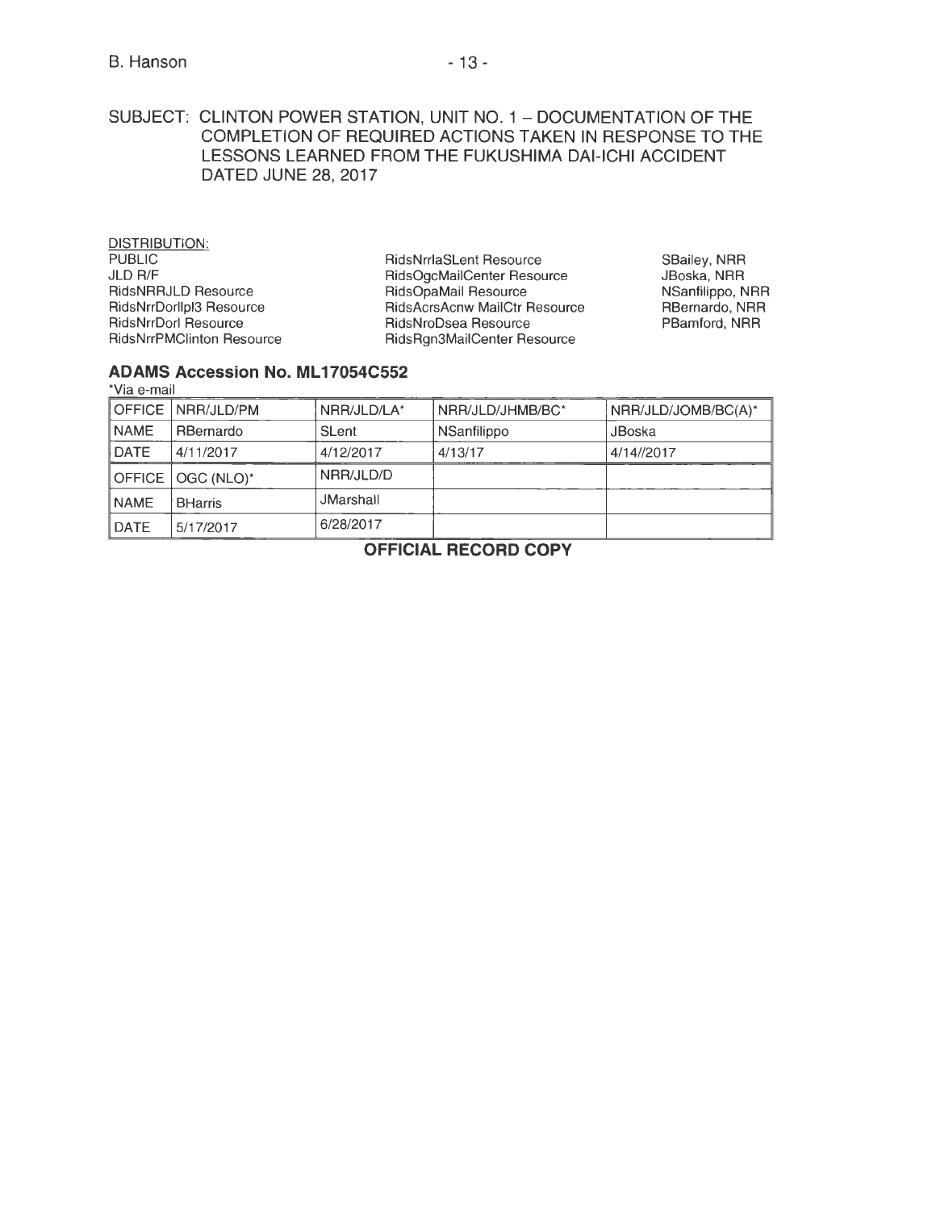SUBJECT: CLINTON POWER STATION, UNIT NO. 1 – DOCUMENTATION OF THE COMPLETION OF REQUIRED ACTIONS TAKEN IN RESPONSE TO THE LESSONS LEARNED FROM THE FUKUSHIMA DAI-ICHI ACCIDENT DATED JUNE 28, 2017

DISTRIBUTION:

PUBLIC
JLD R/F
RidsNRRJLD Resource
RidsNrrDorllpl3 Resource
RidsNrrDorl Resource
RidsNrrPMClinton Resource
RidsNrrlaSLent Resource
RidsOgcMailCenter Resource
RidsOpaMail Resource
RidsAcrsAcnw MailCtr Resource
RidsNroDsea Resource
RidsRgn3MailCenter Resource
SBailey, NRR
JBoska, NRR
NSanfilippo, NRR
RBernardo, NRR
PBamford, NRR

**ADAMS Accession No. ML17054C552**

*Via e-mail

| | | | | |
|---|---|---|---|---|
| OFFICE | NRR/JLD/PM | NRR/JLD/LA* | NRR/JLD/JHMB/BC* | NRR/JLD/JOMB/BC(A)* |
| NAME | RBernardo | SLent | NSanfilippo | JBoska |
| DATE | 4/11/2017 | 4/12/2017 | 4/13/17 | 4/14//2017 |
| OFFICE | OGC (NLO)* | NRR/JLD/D | | |
| NAME | BHarris | JMarshall | | |
| DATE | 5/17/2017 | 6/28/2017 | | |

**OFFICIAL RECORD COPY**